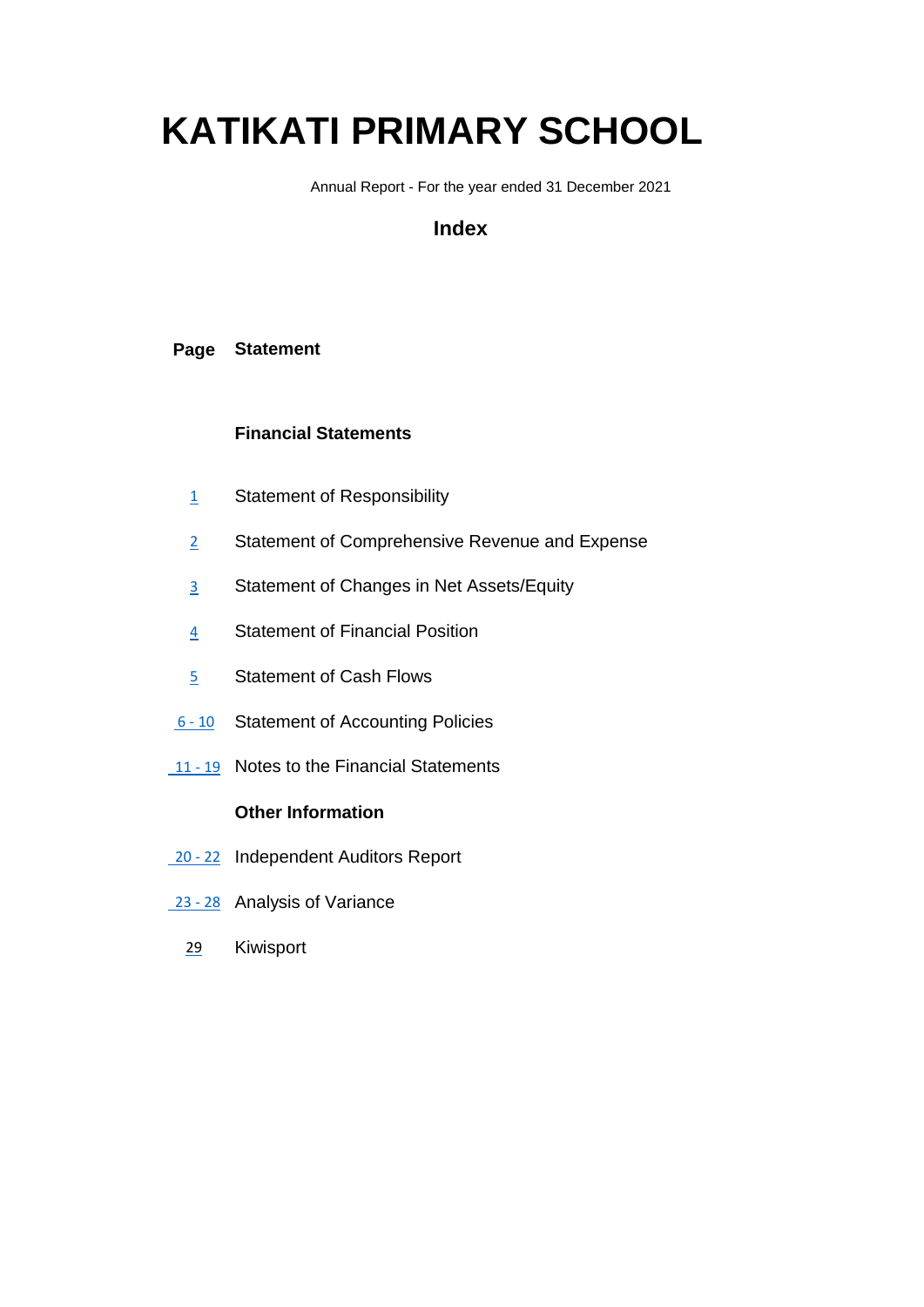# KATIKATI PRIMARY SCHOOL

Annual Report - For the year ended 31 December 2021

## Index

| Page | Statement |
|---|---|
| | **Financial Statements** |
| 1 | Statement of Responsibility |
| 2 | Statement of Comprehensive Revenue and Expense |
| 3 | Statement of Changes in Net Assets/Equity |
| 4 | Statement of Financial Position |
| 5 | Statement of Cash Flows |
| 6 - 10 | Statement of Accounting Policies |
| 11 - 19 | Notes to the Financial Statements |
| | **Other Information** |
| 20 - 22 | Independent Auditors Report |
| 23 - 28 | Analysis of Variance |
| 29 | Kiwisport |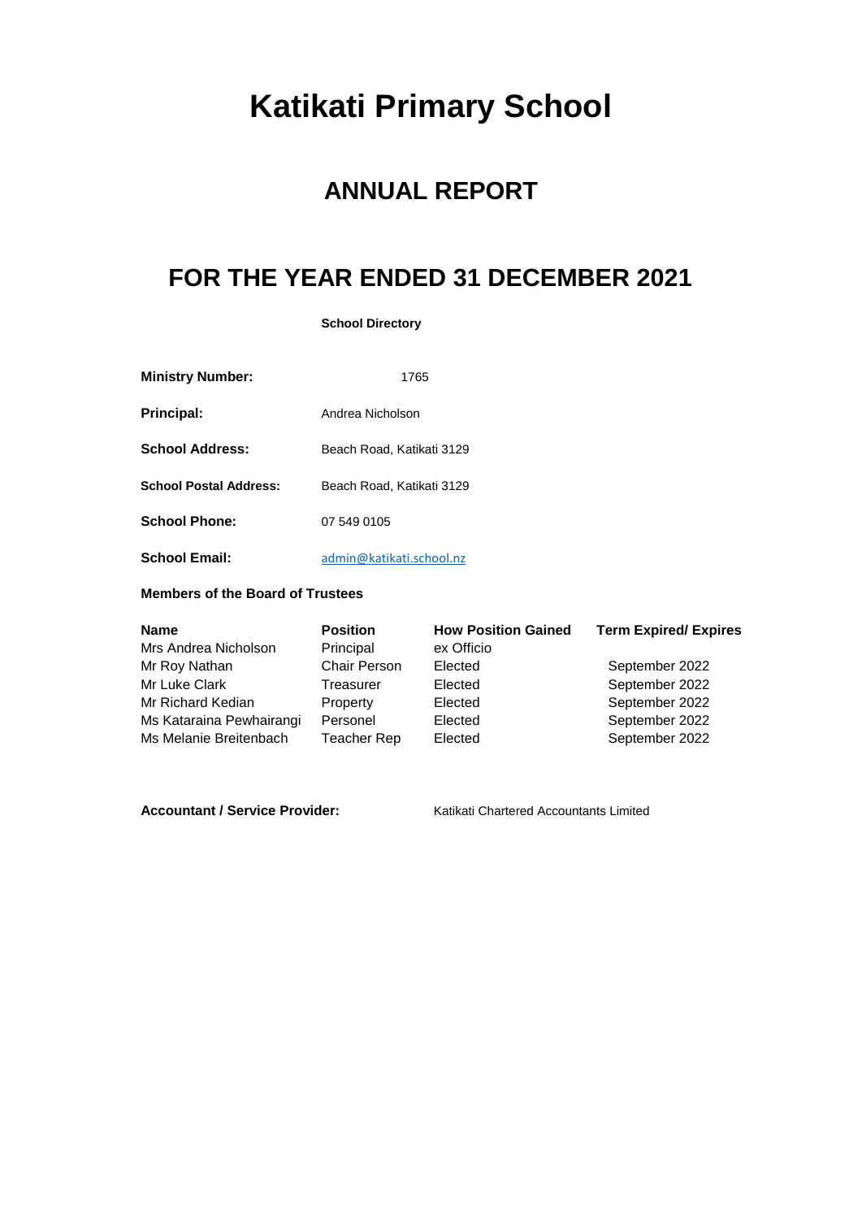# Katikati Primary School

## ANNUAL REPORT

## FOR THE YEAR ENDED 31 DECEMBER 2021

**School Directory**

| | |
|---|---|
| **Ministry Number:** | 1765 |
| **Principal:** | Andrea Nicholson |
| **School Address:** | Beach Road, Katikati 3129 |
| **School Postal Address:** | Beach Road, Katikati 3129 |
| **School Phone:** | 07 549 0105 |
| **School Email:** | admin@katikati.school.nz |

**Members of the Board of Trustees**

| Name | Position | How Position Gained | Term Expired/ Expires |
|---|---|---|---|
| Mrs Andrea Nicholson | Principal | ex Officio | |
| Mr Roy Nathan | Chair Person | Elected | September 2022 |
| Mr Luke Clark | Treasurer | Elected | September 2022 |
| Mr Richard Kedian | Property | Elected | September 2022 |
| Ms Kataraina Pewhairangi | Personel | Elected | September 2022 |
| Ms Melanie Breitenbach | Teacher Rep | Elected | September 2022 |

**Accountant / Service Provider:** Katikati Chartered Accountants Limited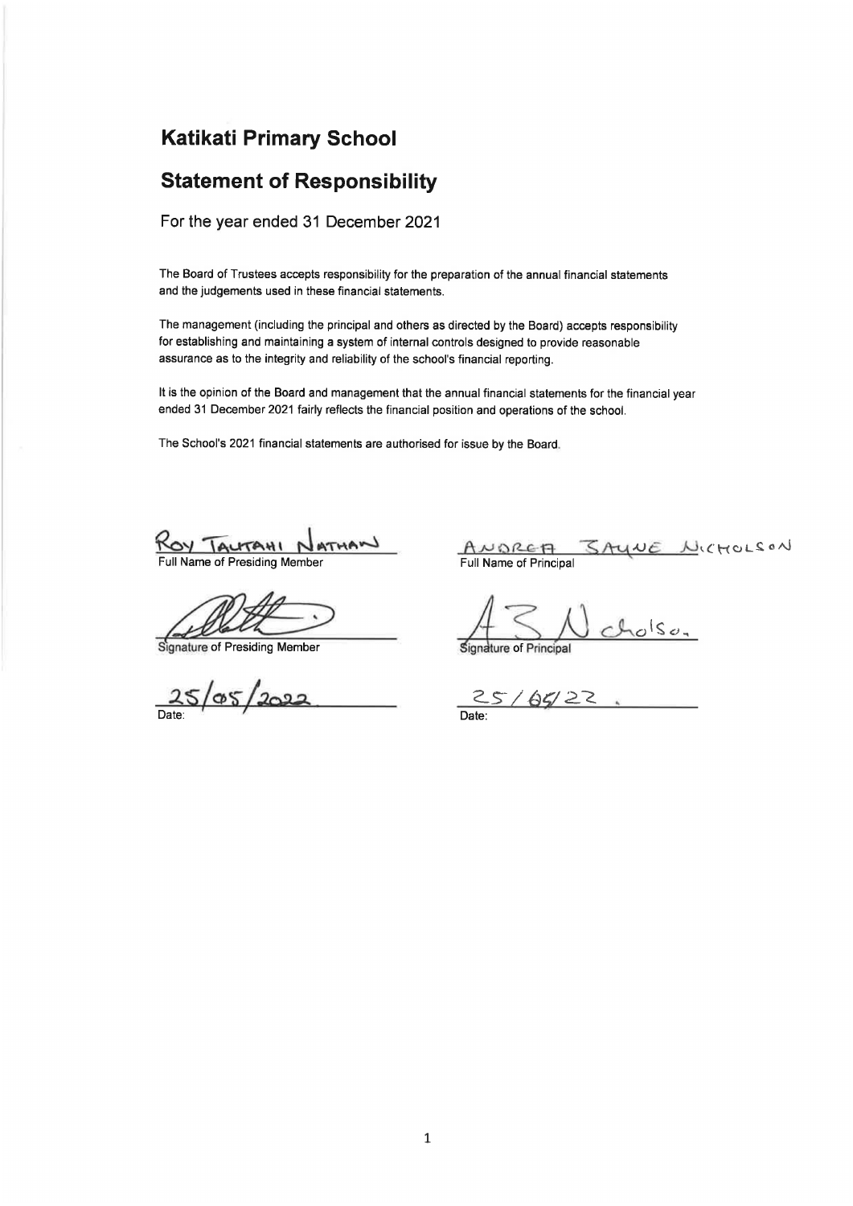# Katikati Primary School

## Statement of Responsibility

For the year ended 31 December 2021

The Board of Trustees accepts responsibility for the preparation of the annual financial statements and the judgements used in these financial statements.

The management (including the principal and others as directed by the Board) accepts responsibility for establishing and maintaining a system of internal controls designed to provide reasonable assurance as to the integrity and reliability of the school's financial reporting.

It is the opinion of the Board and management that the annual financial statements for the financial year ended 31 December 2021 fairly reflects the financial position and operations of the school.

The School's 2021 financial statements are authorised for issue by the Board.

| | |
|---|---|
| ROY TAUTAHI NATHAN | ANDREA SAYNE NICHOLSON |
| Full Name of Presiding Member | Full Name of Principal |
| [signature] | [signature] |
| Signature of Presiding Member | Signature of Principal |
| 25/05/2022 | 25/05/22 |
| Date: | Date: |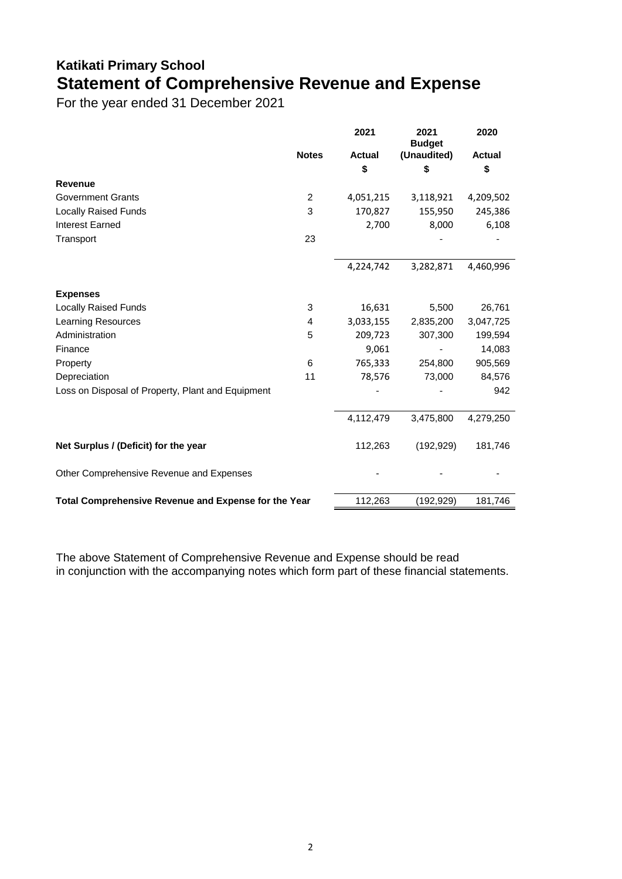# Katikati Primary School

## Statement of Comprehensive Revenue and Expense

For the year ended 31 December 2021

| | Notes | 2021 Actual $ | 2021 Budget (Unaudited) $ | 2020 Actual $ |
|---|---|---|---|---|
| **Revenue** | | | | |
| Government Grants | 2 | 4,051,215 | 3,118,921 | 4,209,502 |
| Locally Raised Funds | 3 | 170,827 | 155,950 | 245,386 |
| Interest Earned | | 2,700 | 8,000 | 6,108 |
| Transport | 23 | | - | - |
| | | 4,224,742 | 3,282,871 | 4,460,996 |
| **Expenses** | | | | |
| Locally Raised Funds | 3 | 16,631 | 5,500 | 26,761 |
| Learning Resources | 4 | 3,033,155 | 2,835,200 | 3,047,725 |
| Administration | 5 | 209,723 | 307,300 | 199,594 |
| Finance | | 9,061 | - | 14,083 |
| Property | 6 | 765,333 | 254,800 | 905,569 |
| Depreciation | 11 | 78,576 | 73,000 | 84,576 |
| Loss on Disposal of Property, Plant and Equipment | | - | - | 942 |
| | | 4,112,479 | 3,475,800 | 4,279,250 |
| **Net Surplus / (Deficit) for the year** | | 112,263 | (192,929) | 181,746 |
| Other Comprehensive Revenue and Expenses | | - | - | - |
| **Total Comprehensive Revenue and Expense for the Year** | | 112,263 | (192,929) | 181,746 |

The above Statement of Comprehensive Revenue and Expense should be read in conjunction with the accompanying notes which form part of these financial statements.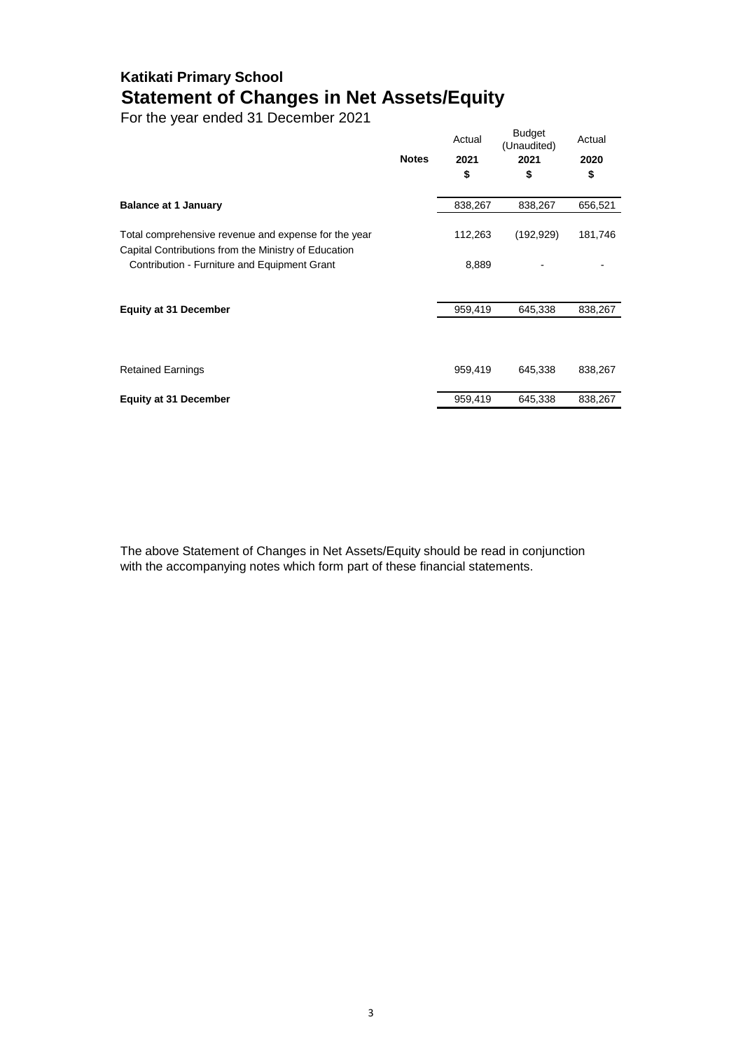# Katikati Primary School

## Statement of Changes in Net Assets/Equity

For the year ended 31 December 2021

| | Notes | Actual 2021 $ | Budget (Unaudited) 2021 $ | Actual 2020 $ |
|---|---|---|---|---|
| **Balance at 1 January** | | 838,267 | 838,267 | 656,521 |
| Total comprehensive revenue and expense for the year | | 112,263 | (192,929) | 181,746 |
| Capital Contributions from the Ministry of Education | | | | |
| Contribution - Furniture and Equipment Grant | | 8,889 | - | - |
| **Equity at 31 December** | | 959,419 | 645,338 | 838,267 |
| | | | | |
| Retained Earnings | | 959,419 | 645,338 | 838,267 |
| **Equity at 31 December** | | 959,419 | 645,338 | 838,267 |

The above Statement of Changes in Net Assets/Equity should be read in conjunction with the accompanying notes which form part of these financial statements.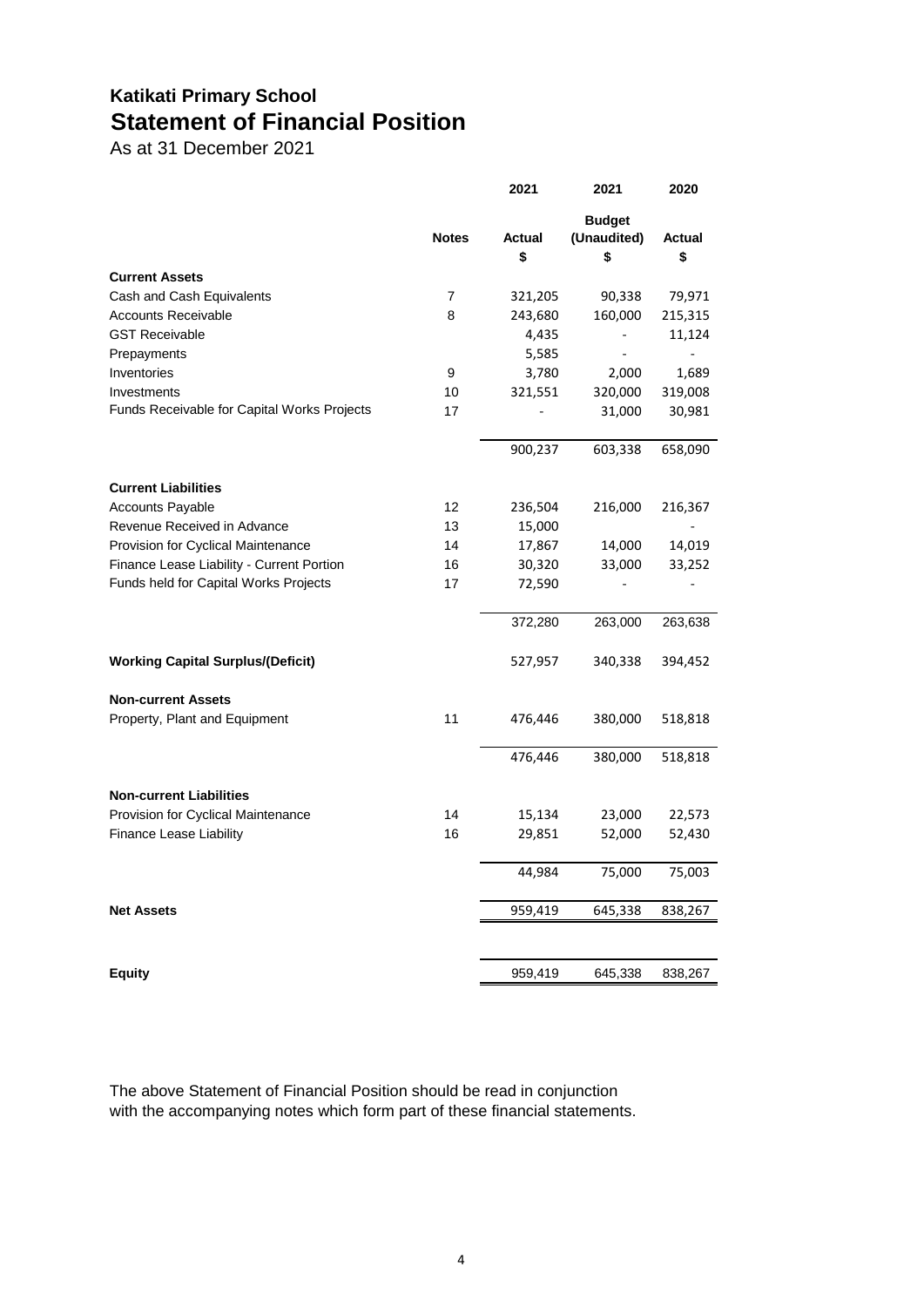# Katikati Primary School

## Statement of Financial Position

As at 31 December 2021

| | Notes | 2021 Actual $ | 2021 Budget (Unaudited) $ | 2020 Actual $ |
|---|---|---|---|---|
| **Current Assets** | | | | |
| Cash and Cash Equivalents | 7 | 321,205 | 90,338 | 79,971 |
| Accounts Receivable | 8 | 243,680 | 160,000 | 215,315 |
| GST Receivable | | 4,435 | - | 11,124 |
| Prepayments | | 5,585 | - | - |
| Inventories | 9 | 3,780 | 2,000 | 1,689 |
| Investments | 10 | 321,551 | 320,000 | 319,008 |
| Funds Receivable for Capital Works Projects | 17 | - | 31,000 | 30,981 |
| | | 900,237 | 603,338 | 658,090 |
| **Current Liabilities** | | | | |
| Accounts Payable | 12 | 236,504 | 216,000 | 216,367 |
| Revenue Received in Advance | 13 | 15,000 | | - |
| Provision for Cyclical Maintenance | 14 | 17,867 | 14,000 | 14,019 |
| Finance Lease Liability - Current Portion | 16 | 30,320 | 33,000 | 33,252 |
| Funds held for Capital Works Projects | 17 | 72,590 | - | - |
| | | 372,280 | 263,000 | 263,638 |
| **Working Capital Surplus/(Deficit)** | | 527,957 | 340,338 | 394,452 |
| **Non-current Assets** | | | | |
| Property, Plant and Equipment | 11 | 476,446 | 380,000 | 518,818 |
| | | 476,446 | 380,000 | 518,818 |
| **Non-current Liabilities** | | | | |
| Provision for Cyclical Maintenance | 14 | 15,134 | 23,000 | 22,573 |
| Finance Lease Liability | 16 | 29,851 | 52,000 | 52,430 |
| | | 44,984 | 75,000 | 75,003 |
| **Net Assets** | | 959,419 | 645,338 | 838,267 |
| **Equity** | | 959,419 | 645,338 | 838,267 |

The above Statement of Financial Position should be read in conjunction with the accompanying notes which form part of these financial statements.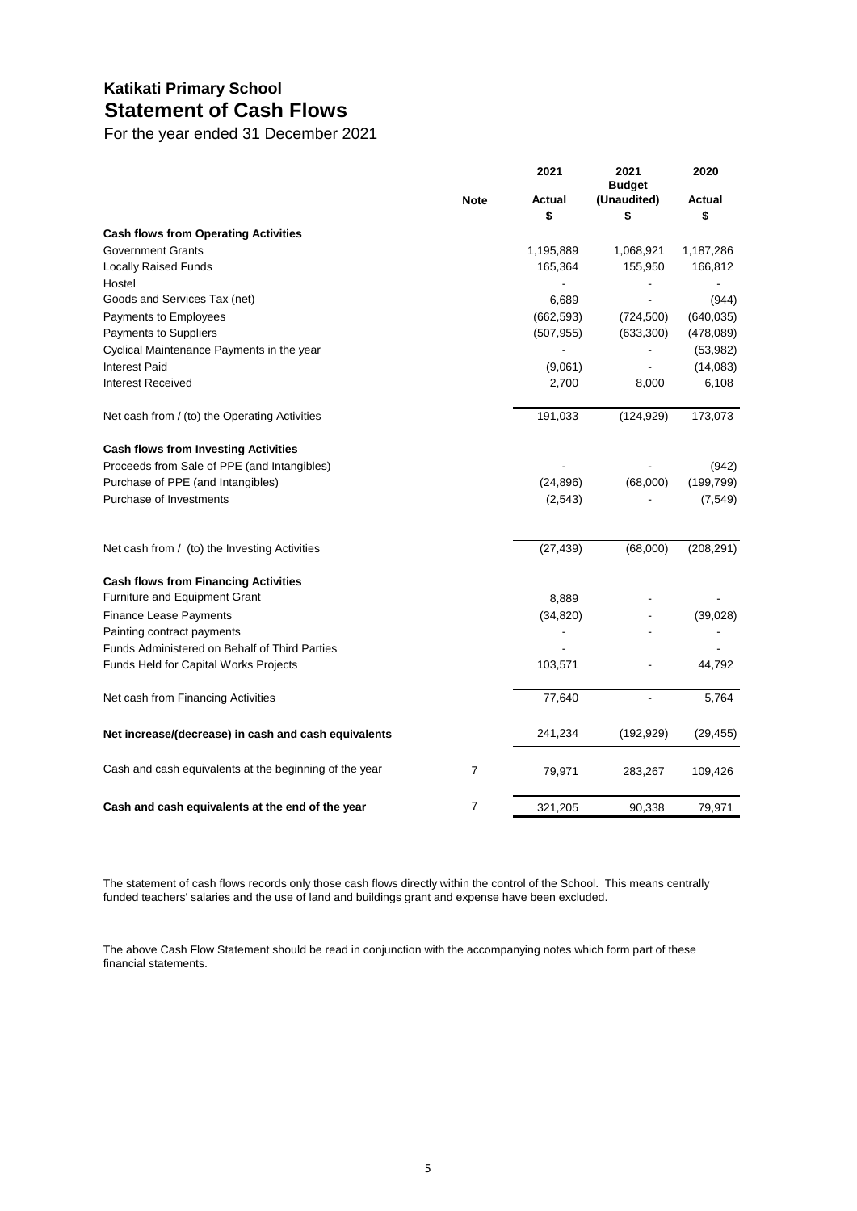# Katikati Primary School

## Statement of Cash Flows

For the year ended 31 December 2021

| | Note | 2021 Actual $ | 2021 Budget (Unaudited) $ | 2020 Actual $ |
|---|---|---|---|---|
| **Cash flows from Operating Activities** | | | | |
| Government Grants | | 1,195,889 | 1,068,921 | 1,187,286 |
| Locally Raised Funds | | 165,364 | 155,950 | 166,812 |
| Hostel | | - | - | - |
| Goods and Services Tax (net) | | 6,689 | - | (944) |
| Payments to Employees | | (662,593) | (724,500) | (640,035) |
| Payments to Suppliers | | (507,955) | (633,300) | (478,089) |
| Cyclical Maintenance Payments in the year | | - | - | (53,982) |
| Interest Paid | | (9,061) | - | (14,083) |
| Interest Received | | 2,700 | 8,000 | 6,108 |
| Net cash from / (to) the Operating Activities | | 191,033 | (124,929) | 173,073 |
| **Cash flows from Investing Activities** | | | | |
| Proceeds from Sale of PPE (and Intangibles) | | - | - | (942) |
| Purchase of PPE (and Intangibles) | | (24,896) | (68,000) | (199,799) |
| Purchase of Investments | | (2,543) | - | (7,549) |
| Net cash from / (to) the Investing Activities | | (27,439) | (68,000) | (208,291) |
| **Cash flows from Financing Activities** | | | | |
| Furniture and Equipment Grant | | 8,889 | - | - |
| Finance Lease Payments | | (34,820) | - | (39,028) |
| Painting contract payments | | - | - | - |
| Funds Administered on Behalf of Third Parties | | - | - | - |
| Funds Held for Capital Works Projects | | 103,571 | - | 44,792 |
| Net cash from Financing Activities | | 77,640 | - | 5,764 |
| **Net increase/(decrease) in cash and cash equivalents** | | 241,234 | (192,929) | (29,455) |
| Cash and cash equivalents at the beginning of the year | 7 | 79,971 | 283,267 | 109,426 |
| **Cash and cash equivalents at the end of the year** | 7 | 321,205 | 90,338 | 79,971 |

The statement of cash flows records only those cash flows directly within the control of the School. This means centrally funded teachers' salaries and the use of land and buildings grant and expense have been excluded.

The above Cash Flow Statement should be read in conjunction with the accompanying notes which form part of these financial statements.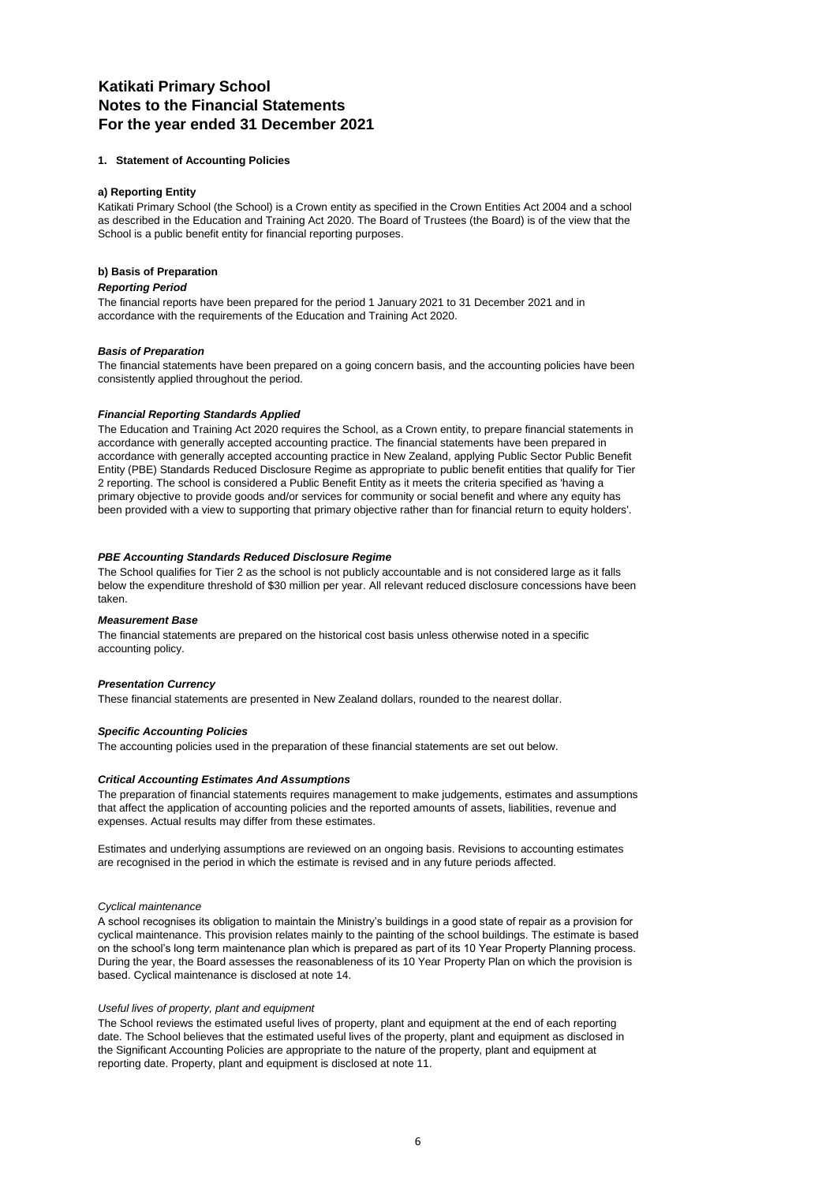# Katikati Primary School
# Notes to the Financial Statements
# For the year ended 31 December 2021

## 1. Statement of Accounting Policies

### a) Reporting Entity

Katikati Primary School (the School) is a Crown entity as specified in the Crown Entities Act 2004 and a school as described in the Education and Training Act 2020. The Board of Trustees (the Board) is of the view that the School is a public benefit entity for financial reporting purposes.

### b) Basis of Preparation

***Reporting Period***

The financial reports have been prepared for the period 1 January 2021 to 31 December 2021 and in accordance with the requirements of the Education and Training Act 2020.

***Basis of Preparation***

The financial statements have been prepared on a going concern basis, and the accounting policies have been consistently applied throughout the period.

***Financial Reporting Standards Applied***

The Education and Training Act 2020 requires the School, as a Crown entity, to prepare financial statements in accordance with generally accepted accounting practice. The financial statements have been prepared in accordance with generally accepted accounting practice in New Zealand, applying Public Sector Public Benefit Entity (PBE) Standards Reduced Disclosure Regime as appropriate to public benefit entities that qualify for Tier 2 reporting. The school is considered a Public Benefit Entity as it meets the criteria specified as 'having a primary objective to provide goods and/or services for community or social benefit and where any equity has been provided with a view to supporting that primary objective rather than for financial return to equity holders'.

***PBE Accounting Standards Reduced Disclosure Regime***

The School qualifies for Tier 2 as the school is not publicly accountable and is not considered large as it falls below the expenditure threshold of $30 million per year. All relevant reduced disclosure concessions have been taken.

***Measurement Base***

The financial statements are prepared on the historical cost basis unless otherwise noted in a specific accounting policy.

***Presentation Currency***

These financial statements are presented in New Zealand dollars, rounded to the nearest dollar.

***Specific Accounting Policies***

The accounting policies used in the preparation of these financial statements are set out below.

***Critical Accounting Estimates And Assumptions***

The preparation of financial statements requires management to make judgements, estimates and assumptions that affect the application of accounting policies and the reported amounts of assets, liabilities, revenue and expenses. Actual results may differ from these estimates.

Estimates and underlying assumptions are reviewed on an ongoing basis. Revisions to accounting estimates are recognised in the period in which the estimate is revised and in any future periods affected.

*Cyclical maintenance*

A school recognises its obligation to maintain the Ministry's buildings in a good state of repair as a provision for cyclical maintenance. This provision relates mainly to the painting of the school buildings. The estimate is based on the school's long term maintenance plan which is prepared as part of its 10 Year Property Planning process. During the year, the Board assesses the reasonableness of its 10 Year Property Plan on which the provision is based. Cyclical maintenance is disclosed at note 14.

*Useful lives of property, plant and equipment*

The School reviews the estimated useful lives of property, plant and equipment at the end of each reporting date. The School believes that the estimated useful lives of the property, plant and equipment as disclosed in the Significant Accounting Policies are appropriate to the nature of the property, plant and equipment at reporting date. Property, plant and equipment is disclosed at note 11.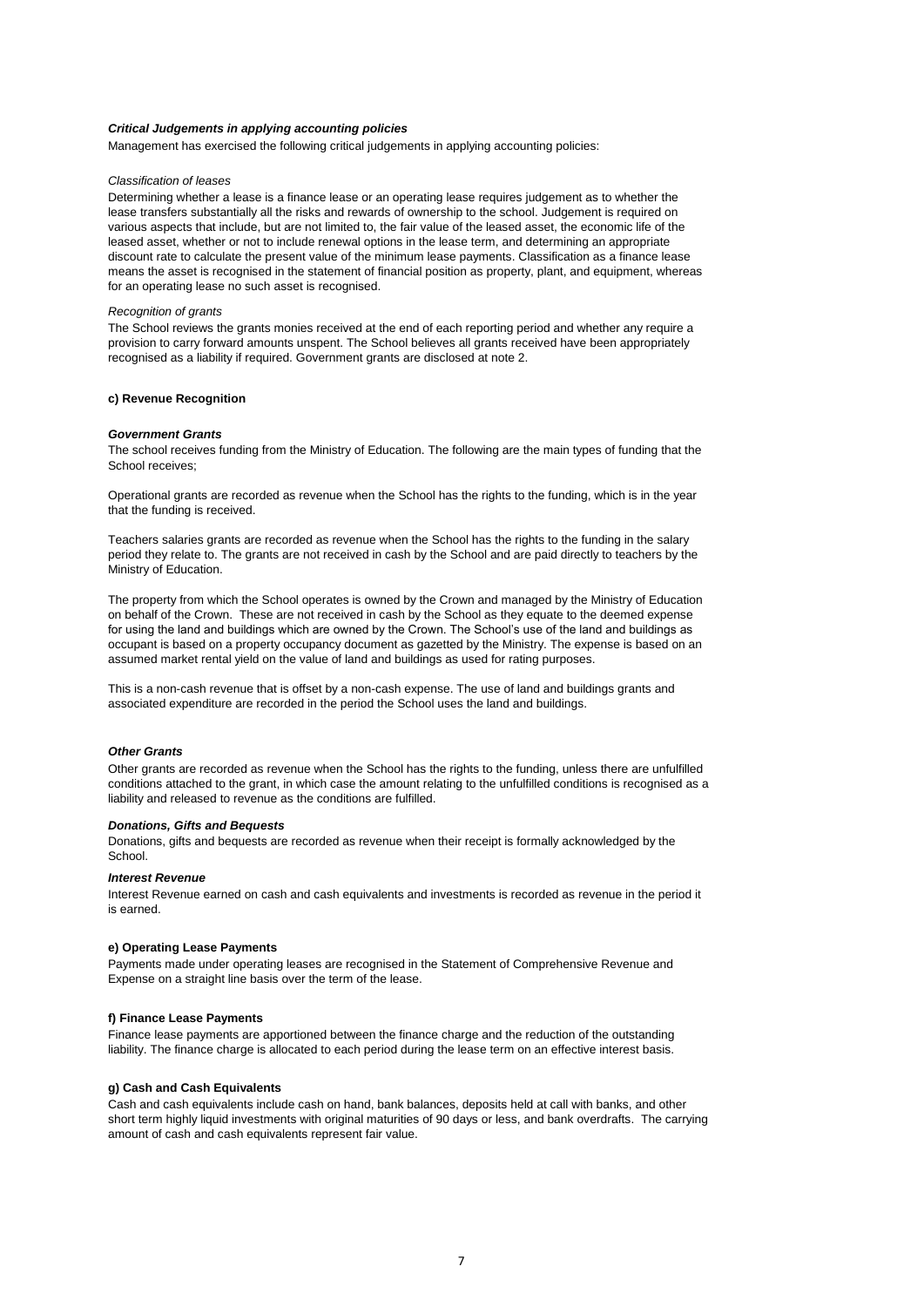***Critical Judgements in applying accounting policies***

Management has exercised the following critical judgements in applying accounting policies:

*Classification of leases*

Determining whether a lease is a finance lease or an operating lease requires judgement as to whether the lease transfers substantially all the risks and rewards of ownership to the school. Judgement is required on various aspects that include, but are not limited to, the fair value of the leased asset, the economic life of the leased asset, whether or not to include renewal options in the lease term, and determining an appropriate discount rate to calculate the present value of the minimum lease payments. Classification as a finance lease means the asset is recognised in the statement of financial position as property, plant, and equipment, whereas for an operating lease no such asset is recognised.

*Recognition of grants*

The School reviews the grants monies received at the end of each reporting period and whether any require a provision to carry forward amounts unspent. The School believes all grants received have been appropriately recognised as a liability if required. Government grants are disclosed at note 2.

**c) Revenue Recognition**

***Government Grants***

The school receives funding from the Ministry of Education. The following are the main types of funding that the School receives;

Operational grants are recorded as revenue when the School has the rights to the funding, which is in the year that the funding is received.

Teachers salaries grants are recorded as revenue when the School has the rights to the funding in the salary period they relate to. The grants are not received in cash by the School and are paid directly to teachers by the Ministry of Education.

The property from which the School operates is owned by the Crown and managed by the Ministry of Education on behalf of the Crown. These are not received in cash by the School as they equate to the deemed expense for using the land and buildings which are owned by the Crown. The School's use of the land and buildings as occupant is based on a property occupancy document as gazetted by the Ministry. The expense is based on an assumed market rental yield on the value of land and buildings as used for rating purposes.

This is a non-cash revenue that is offset by a non-cash expense. The use of land and buildings grants and associated expenditure are recorded in the period the School uses the land and buildings.

***Other Grants***

Other grants are recorded as revenue when the School has the rights to the funding, unless there are unfulfilled conditions attached to the grant, in which case the amount relating to the unfulfilled conditions is recognised as a liability and released to revenue as the conditions are fulfilled.

***Donations, Gifts and Bequests***

Donations, gifts and bequests are recorded as revenue when their receipt is formally acknowledged by the School.

***Interest Revenue***

Interest Revenue earned on cash and cash equivalents and investments is recorded as revenue in the period it is earned.

**e) Operating Lease Payments**

Payments made under operating leases are recognised in the Statement of Comprehensive Revenue and Expense on a straight line basis over the term of the lease.

**f) Finance Lease Payments**

Finance lease payments are apportioned between the finance charge and the reduction of the outstanding liability. The finance charge is allocated to each period during the lease term on an effective interest basis.

**g) Cash and Cash Equivalents**

Cash and cash equivalents include cash on hand, bank balances, deposits held at call with banks, and other short term highly liquid investments with original maturities of 90 days or less, and bank overdrafts. The carrying amount of cash and cash equivalents represent fair value.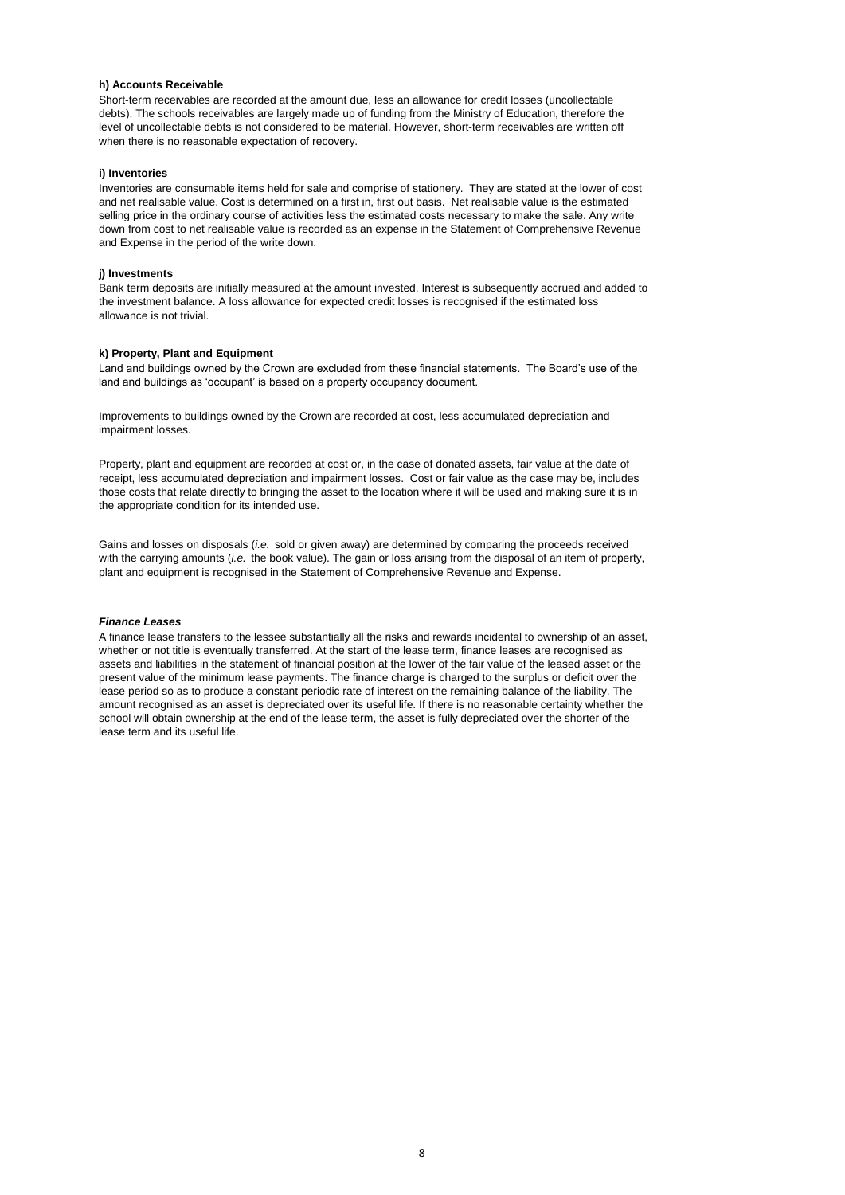**h) Accounts Receivable**

Short-term receivables are recorded at the amount due, less an allowance for credit losses (uncollectable debts). The schools receivables are largely made up of funding from the Ministry of Education, therefore the level of uncollectable debts is not considered to be material. However, short-term receivables are written off when there is no reasonable expectation of recovery.

**i) Inventories**

Inventories are consumable items held for sale and comprise of stationery. They are stated at the lower of cost and net realisable value. Cost is determined on a first in, first out basis. Net realisable value is the estimated selling price in the ordinary course of activities less the estimated costs necessary to make the sale. Any write down from cost to net realisable value is recorded as an expense in the Statement of Comprehensive Revenue and Expense in the period of the write down.

**j) Investments**

Bank term deposits are initially measured at the amount invested. Interest is subsequently accrued and added to the investment balance. A loss allowance for expected credit losses is recognised if the estimated loss allowance is not trivial.

**k) Property, Plant and Equipment**

Land and buildings owned by the Crown are excluded from these financial statements. The Board's use of the land and buildings as 'occupant' is based on a property occupancy document.

Improvements to buildings owned by the Crown are recorded at cost, less accumulated depreciation and impairment losses.

Property, plant and equipment are recorded at cost or, in the case of donated assets, fair value at the date of receipt, less accumulated depreciation and impairment losses. Cost or fair value as the case may be, includes those costs that relate directly to bringing the asset to the location where it will be used and making sure it is in the appropriate condition for its intended use.

Gains and losses on disposals (*i.e.* sold or given away) are determined by comparing the proceeds received with the carrying amounts (*i.e.* the book value). The gain or loss arising from the disposal of an item of property, plant and equipment is recognised in the Statement of Comprehensive Revenue and Expense.

***Finance Leases***

A finance lease transfers to the lessee substantially all the risks and rewards incidental to ownership of an asset, whether or not title is eventually transferred. At the start of the lease term, finance leases are recognised as assets and liabilities in the statement of financial position at the lower of the fair value of the leased asset or the present value of the minimum lease payments. The finance charge is charged to the surplus or deficit over the lease period so as to produce a constant periodic rate of interest on the remaining balance of the liability. The amount recognised as an asset is depreciated over its useful life. If there is no reasonable certainty whether the school will obtain ownership at the end of the lease term, the asset is fully depreciated over the shorter of the lease term and its useful life.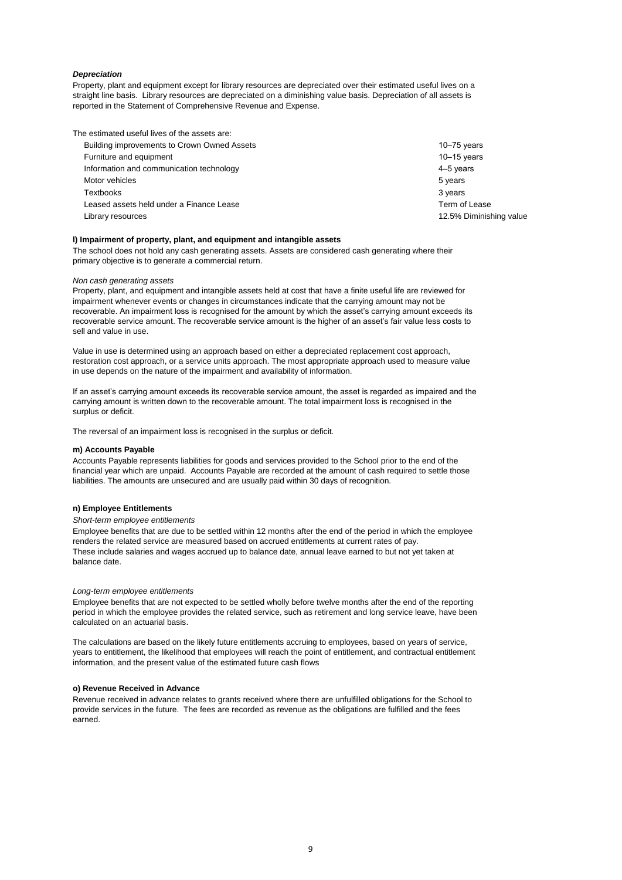***Depreciation***

Property, plant and equipment except for library resources are depreciated over their estimated useful lives on a straight line basis. Library resources are depreciated on a diminishing value basis. Depreciation of all assets is reported in the Statement of Comprehensive Revenue and Expense.

The estimated useful lives of the assets are:

| | |
|---|---|
| Building improvements to Crown Owned Assets | 10–75 years |
| Furniture and equipment | 10–15 years |
| Information and communication technology | 4–5 years |
| Motor vehicles | 5 years |
| Textbooks | 3 years |
| Leased assets held under a Finance Lease | Term of Lease |
| Library resources | 12.5% Diminishing value |

**l) Impairment of property, plant, and equipment and intangible assets**

The school does not hold any cash generating assets. Assets are considered cash generating where their primary objective is to generate a commercial return.

*Non cash generating assets*

Property, plant, and equipment and intangible assets held at cost that have a finite useful life are reviewed for impairment whenever events or changes in circumstances indicate that the carrying amount may not be recoverable. An impairment loss is recognised for the amount by which the asset's carrying amount exceeds its recoverable service amount. The recoverable service amount is the higher of an asset's fair value less costs to sell and value in use.

Value in use is determined using an approach based on either a depreciated replacement cost approach, restoration cost approach, or a service units approach. The most appropriate approach used to measure value in use depends on the nature of the impairment and availability of information.

If an asset's carrying amount exceeds its recoverable service amount, the asset is regarded as impaired and the carrying amount is written down to the recoverable amount. The total impairment loss is recognised in the surplus or deficit.

The reversal of an impairment loss is recognised in the surplus or deficit.

**m) Accounts Payable**

Accounts Payable represents liabilities for goods and services provided to the School prior to the end of the financial year which are unpaid. Accounts Payable are recorded at the amount of cash required to settle those liabilities. The amounts are unsecured and are usually paid within 30 days of recognition.

**n) Employee Entitlements**

*Short-term employee entitlements*

Employee benefits that are due to be settled within 12 months after the end of the period in which the employee renders the related service are measured based on accrued entitlements at current rates of pay. These include salaries and wages accrued up to balance date, annual leave earned to but not yet taken at balance date.

*Long-term employee entitlements*

Employee benefits that are not expected to be settled wholly before twelve months after the end of the reporting period in which the employee provides the related service, such as retirement and long service leave, have been calculated on an actuarial basis.

The calculations are based on the likely future entitlements accruing to employees, based on years of service, years to entitlement, the likelihood that employees will reach the point of entitlement, and contractual entitlement information, and the present value of the estimated future cash flows

**o) Revenue Received in Advance**

Revenue received in advance relates to grants received where there are unfulfilled obligations for the School to provide services in the future. The fees are recorded as revenue as the obligations are fulfilled and the fees earned.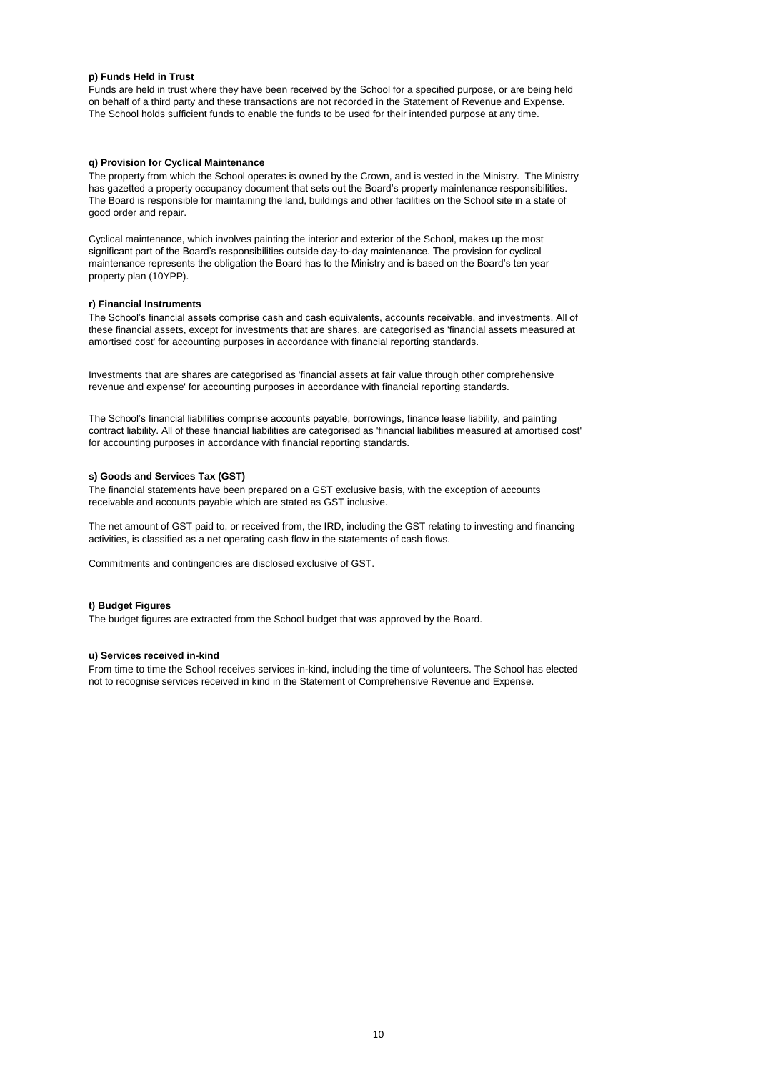**p) Funds Held in Trust**

Funds are held in trust where they have been received by the School for a specified purpose, or are being held on behalf of a third party and these transactions are not recorded in the Statement of Revenue and Expense. The School holds sufficient funds to enable the funds to be used for their intended purpose at any time.

**q) Provision for Cyclical Maintenance**

The property from which the School operates is owned by the Crown, and is vested in the Ministry. The Ministry has gazetted a property occupancy document that sets out the Board's property maintenance responsibilities. The Board is responsible for maintaining the land, buildings and other facilities on the School site in a state of good order and repair.

Cyclical maintenance, which involves painting the interior and exterior of the School, makes up the most significant part of the Board's responsibilities outside day-to-day maintenance. The provision for cyclical maintenance represents the obligation the Board has to the Ministry and is based on the Board's ten year property plan (10YPP).

**r) Financial Instruments**

The School's financial assets comprise cash and cash equivalents, accounts receivable, and investments. All of these financial assets, except for investments that are shares, are categorised as 'financial assets measured at amortised cost' for accounting purposes in accordance with financial reporting standards.

Investments that are shares are categorised as 'financial assets at fair value through other comprehensive revenue and expense' for accounting purposes in accordance with financial reporting standards.

The School's financial liabilities comprise accounts payable, borrowings, finance lease liability, and painting contract liability. All of these financial liabilities are categorised as 'financial liabilities measured at amortised cost' for accounting purposes in accordance with financial reporting standards.

**s) Goods and Services Tax (GST)**

The financial statements have been prepared on a GST exclusive basis, with the exception of accounts receivable and accounts payable which are stated as GST inclusive.

The net amount of GST paid to, or received from, the IRD, including the GST relating to investing and financing activities, is classified as a net operating cash flow in the statements of cash flows.

Commitments and contingencies are disclosed exclusive of GST.

**t) Budget Figures**

The budget figures are extracted from the School budget that was approved by the Board.

**u) Services received in-kind**

From time to time the School receives services in-kind, including the time of volunteers. The School has elected not to recognise services received in kind in the Statement of Comprehensive Revenue and Expense.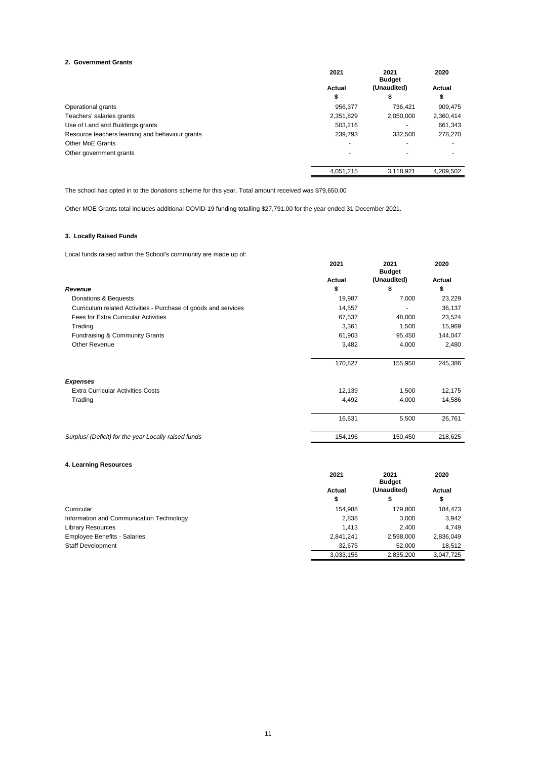## 2. Government Grants

| | 2021 | 2021 Budget | 2020 |
|---|---|---|---|
| | Actual | (Unaudited) | Actual |
| | $ | $ | $ |
| Operational grants | 956,377 | 736,421 | 909,475 |
| Teachers' salaries grants | 2,351,829 | 2,050,000 | 2,360,414 |
| Use of Land and Buildings grants | 503,216 | - | 661,343 |
| Resource teachers learning and behaviour grants | 239,793 | 332,500 | 278,270 |
| Other MoE Grants | - | - | - |
| Other government grants | - | - | - |
| | 4,051,215 | 3,118,921 | 4,209,502 |

The school has opted in to the donations scheme for this year. Total amount received was $79,650.00

Other MOE Grants total includes additional COVID-19 funding totalling $27,791.00 for the year ended 31 December 2021.

## 3. Locally Raised Funds

Local funds raised within the School's community are made up of:

| | 2021 | 2021 Budget | 2020 |
|---|---|---|---|
| | Actual | (Unaudited) | Actual |
| ***Revenue*** | $ | $ | $ |
| Donations & Bequests | 19,987 | 7,000 | 23,229 |
| Curriculum related Activities - Purchase of goods and services | 14,557 | - | 36,137 |
| Fees for Extra Curricular Activities | 67,537 | 48,000 | 23,524 |
| Trading | 3,361 | 1,500 | 15,969 |
| Fundraising & Community Grants | 61,903 | 95,450 | 144,047 |
| Other Revenue | 3,482 | 4,000 | 2,480 |
| | 170,827 | 155,950 | 245,386 |
| ***Expenses*** | | | |
| Extra Curricular Activities Costs | 12,139 | 1,500 | 12,175 |
| Trading | 4,492 | 4,000 | 14,586 |
| | 16,631 | 5,500 | 26,761 |
| *Surplus/ (Deficit) for the year Locally raised funds* | 154,196 | 150,450 | 218,625 |

## 4. Learning Resources

| | 2021 | 2021 Budget | 2020 |
|---|---|---|---|
| | Actual | (Unaudited) | Actual |
| | $ | $ | $ |
| Curricular | 154,988 | 179,800 | 184,473 |
| Information and Communication Technology | 2,838 | 3,000 | 3,942 |
| Library Resources | 1,413 | 2,400 | 4,749 |
| Employee Benefits - Salaries | 2,841,241 | 2,598,000 | 2,836,049 |
| Staff Development | 32,675 | 52,000 | 18,512 |
| | 3,033,155 | 2,835,200 | 3,047,725 |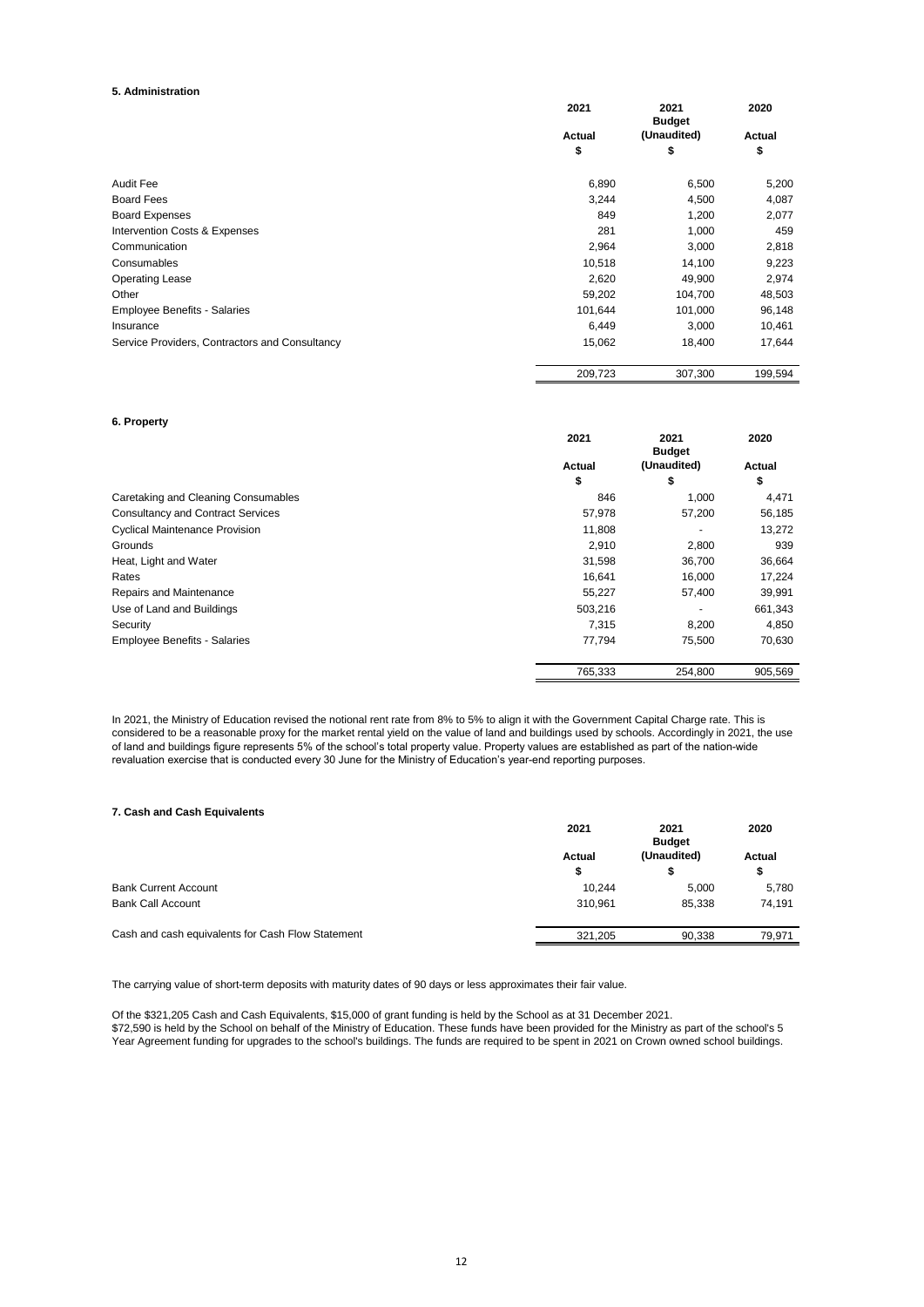#### 5. Administration

| | 2021 Actual $ | 2021 Budget (Unaudited) $ | 2020 Actual $ |
|---|---|---|---|
| Audit Fee | 6,890 | 6,500 | 5,200 |
| Board Fees | 3,244 | 4,500 | 4,087 |
| Board Expenses | 849 | 1,200 | 2,077 |
| Intervention Costs & Expenses | 281 | 1,000 | 459 |
| Communication | 2,964 | 3,000 | 2,818 |
| Consumables | 10,518 | 14,100 | 9,223 |
| Operating Lease | 2,620 | 49,900 | 2,974 |
| Other | 59,202 | 104,700 | 48,503 |
| Employee Benefits - Salaries | 101,644 | 101,000 | 96,148 |
| Insurance | 6,449 | 3,000 | 10,461 |
| Service Providers, Contractors and Consultancy | 15,062 | 18,400 | 17,644 |
| | 209,723 | 307,300 | 199,594 |

#### 6. Property

| | 2021 Actual $ | 2021 Budget (Unaudited) $ | 2020 Actual $ |
|---|---|---|---|
| Caretaking and Cleaning Consumables | 846 | 1,000 | 4,471 |
| Consultancy and Contract Services | 57,978 | 57,200 | 56,185 |
| Cyclical Maintenance Provision | 11,808 | - | 13,272 |
| Grounds | 2,910 | 2,800 | 939 |
| Heat, Light and Water | 31,598 | 36,700 | 36,664 |
| Rates | 16,641 | 16,000 | 17,224 |
| Repairs and Maintenance | 55,227 | 57,400 | 39,991 |
| Use of Land and Buildings | 503,216 | - | 661,343 |
| Security | 7,315 | 8,200 | 4,850 |
| Employee Benefits - Salaries | 77,794 | 75,500 | 70,630 |
| | 765,333 | 254,800 | 905,569 |

In 2021, the Ministry of Education revised the notional rent rate from 8% to 5% to align it with the Government Capital Charge rate. This is considered to be a reasonable proxy for the market rental yield on the value of land and buildings used by schools. Accordingly in 2021, the use of land and buildings figure represents 5% of the school's total property value. Property values are established as part of the nation-wide revaluation exercise that is conducted every 30 June for the Ministry of Education's year-end reporting purposes.

#### 7. Cash and Cash Equivalents

| | 2021 Actual $ | 2021 Budget (Unaudited) $ | 2020 Actual $ |
|---|---|---|---|
| Bank Current Account | 10,244 | 5,000 | 5,780 |
| Bank Call Account | 310,961 | 85,338 | 74,191 |
| Cash and cash equivalents for Cash Flow Statement | 321,205 | 90,338 | 79,971 |

The carrying value of short-term deposits with maturity dates of 90 days or less approximates their fair value.

Of the $321,205 Cash and Cash Equivalents, $15,000 of grant funding is held by the School as at 31 December 2021.
$72,590 is held by the School on behalf of the Ministry of Education. These funds have been provided for the Ministry as part of the school's 5 Year Agreement funding for upgrades to the school's buildings. The funds are required to be spent in 2021 on Crown owned school buildings.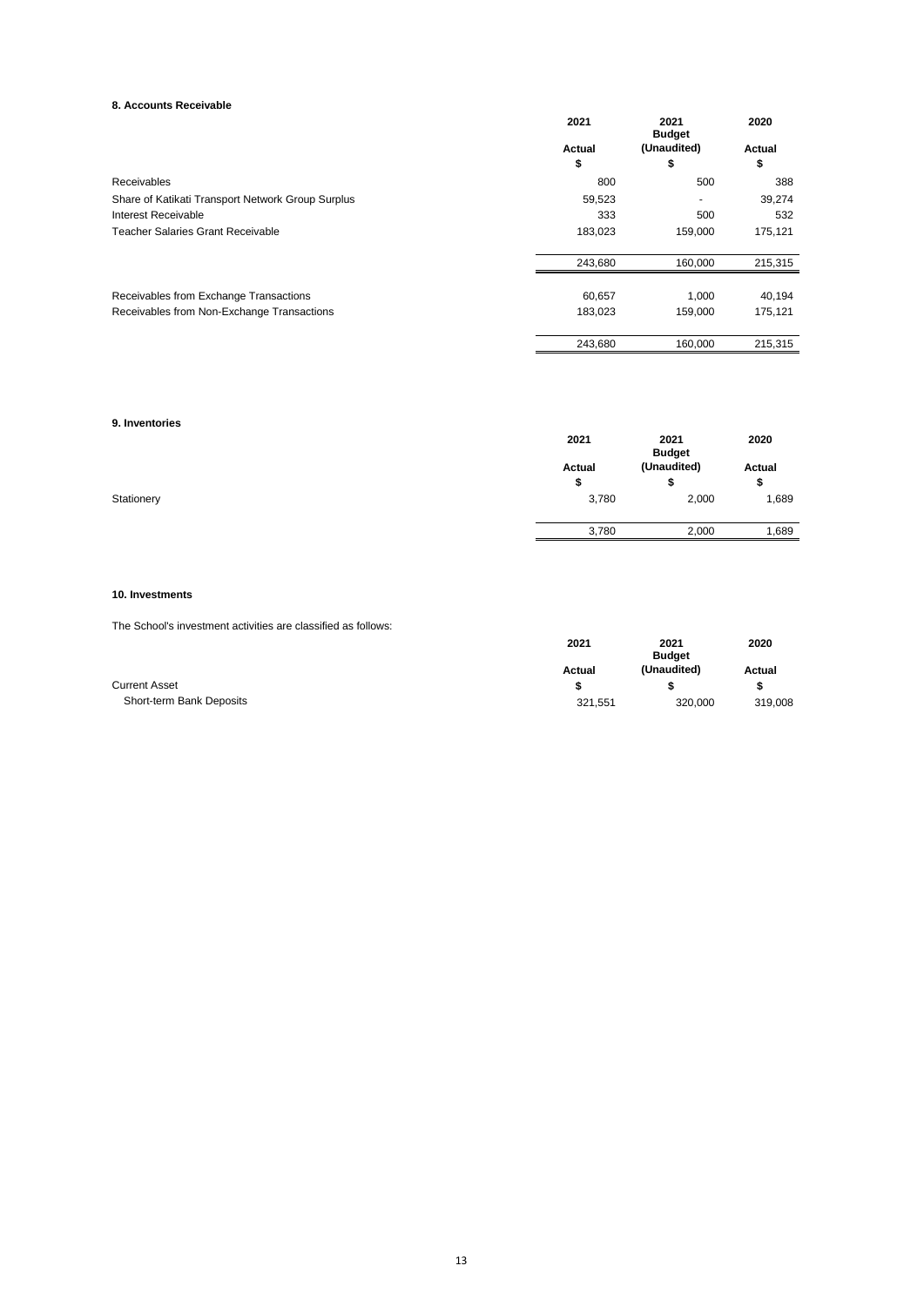#### 8. Accounts Receivable

| | 2021<br>Actual<br>$ | 2021<br>Budget<br>(Unaudited)<br>$ | 2020<br>Actual<br>$ |
|---|---|---|---|
| Receivables | 800 | 500 | 388 |
| Share of Katikati Transport Network Group Surplus | 59,523 | - | 39,274 |
| Interest Receivable | 333 | 500 | 532 |
| Teacher Salaries Grant Receivable | 183,023 | 159,000 | 175,121 |
| | 243,680 | 160,000 | 215,315 |
| Receivables from Exchange Transactions | 60,657 | 1,000 | 40,194 |
| Receivables from Non-Exchange Transactions | 183,023 | 159,000 | 175,121 |
| | 243,680 | 160,000 | 215,315 |

#### 9. Inventories

| | 2021<br>Actual<br>$ | 2021<br>Budget<br>(Unaudited)<br>$ | 2020<br>Actual<br>$ |
|---|---|---|---|
| Stationery | 3,780 | 2,000 | 1,689 |
| | 3,780 | 2,000 | 1,689 |

#### 10. Investments

The School's investment activities are classified as follows:

| | 2021<br>Actual<br>$ | 2021<br>Budget<br>(Unaudited)<br>$ | 2020<br>Actual<br>$ |
|---|---|---|---|
| Current Asset | | | |
| Short-term Bank Deposits | 321,551 | 320,000 | 319,008 |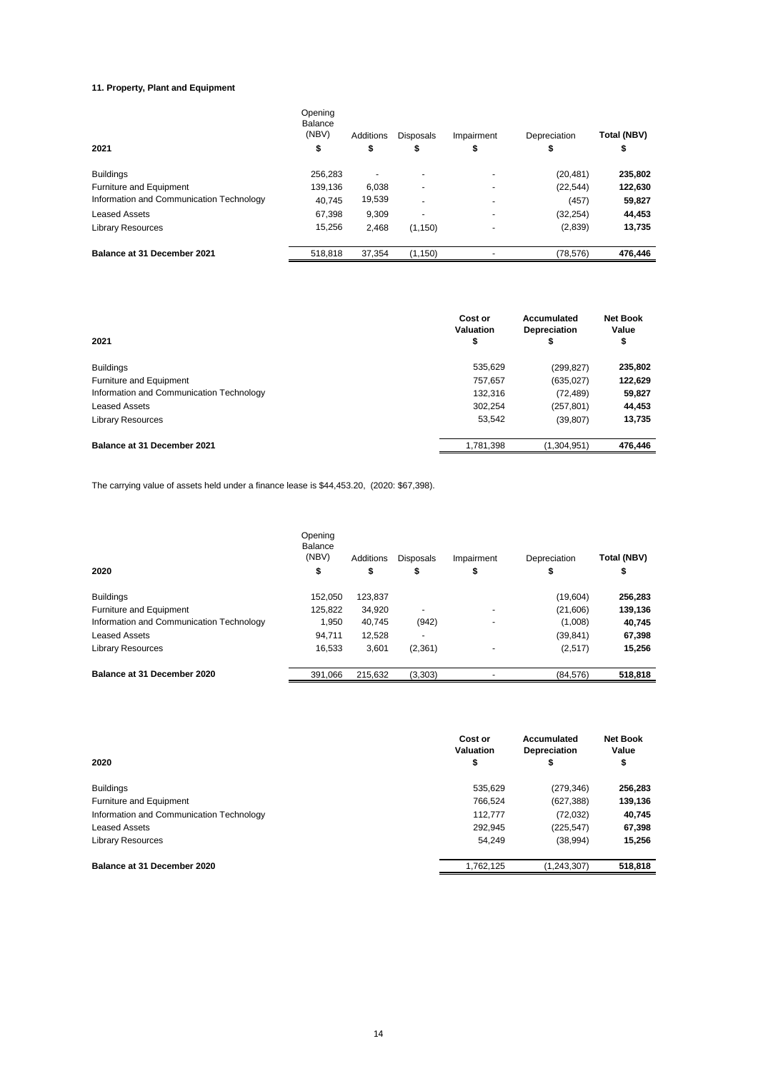**11. Property, Plant and Equipment**

| 2021 | Opening Balance (NBV) $ | Additions $ | Disposals $ | Impairment $ | Depreciation $ | Total (NBV) $ |
|---|---|---|---|---|---|---|
| Buildings | 256,283 | - | - | - | (20,481) | **235,802** |
| Furniture and Equipment | 139,136 | 6,038 | - | - | (22,544) | **122,630** |
| Information and Communication Technology | 40,745 | 19,539 | - | - | (457) | **59,827** |
| Leased Assets | 67,398 | 9,309 | - | - | (32,254) | **44,453** |
| Library Resources | 15,256 | 2,468 | (1,150) | - | (2,839) | **13,735** |
| **Balance at 31 December 2021** | 518,818 | 37,354 | (1,150) | - | (78,576) | **476,446** |

| 2021 | Cost or Valuation $ | Accumulated Depreciation $ | Net Book Value $ |
|---|---|---|---|
| Buildings | 535,629 | (299,827) | **235,802** |
| Furniture and Equipment | 757,657 | (635,027) | **122,629** |
| Information and Communication Technology | 132,316 | (72,489) | **59,827** |
| Leased Assets | 302,254 | (257,801) | **44,453** |
| Library Resources | 53,542 | (39,807) | **13,735** |
| **Balance at 31 December 2021** | 1,781,398 | (1,304,951) | **476,446** |

The carrying value of assets held under a finance lease is $44,453.20, (2020: $67,398).

| 2020 | Opening Balance (NBV) $ | Additions $ | Disposals $ | Impairment $ | Depreciation $ | Total (NBV) $ |
|---|---|---|---|---|---|---|
| Buildings | 152,050 | 123,837 | | | (19,604) | **256,283** |
| Furniture and Equipment | 125,822 | 34,920 | - | - | (21,606) | **139,136** |
| Information and Communication Technology | 1,950 | 40,745 | (942) | - | (1,008) | **40,745** |
| Leased Assets | 94,711 | 12,528 | - | | (39,841) | **67,398** |
| Library Resources | 16,533 | 3,601 | (2,361) | - | (2,517) | **15,256** |
| **Balance at 31 December 2020** | 391,066 | 215,632 | (3,303) | - | (84,576) | **518,818** |

| 2020 | Cost or Valuation $ | Accumulated Depreciation $ | Net Book Value $ |
|---|---|---|---|
| Buildings | 535,629 | (279,346) | **256,283** |
| Furniture and Equipment | 766,524 | (627,388) | **139,136** |
| Information and Communication Technology | 112,777 | (72,032) | **40,745** |
| Leased Assets | 292,945 | (225,547) | **67,398** |
| Library Resources | 54,249 | (38,994) | **15,256** |
| **Balance at 31 December 2020** | 1,762,125 | (1,243,307) | **518,818** |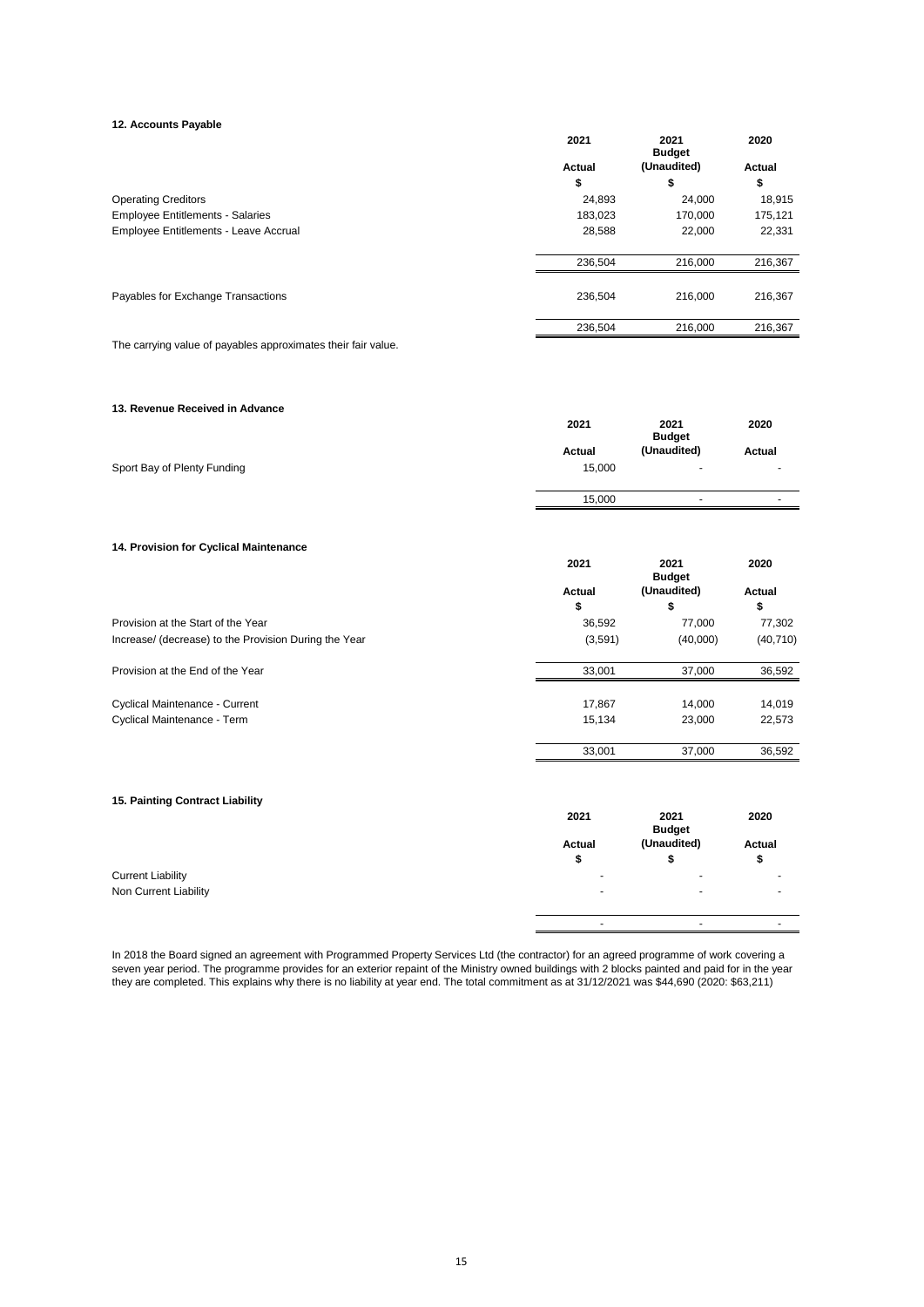## 12. Accounts Payable

| | 2021 Actual $ | 2021 Budget (Unaudited) $ | 2020 Actual $ |
|---|---|---|---|
| Operating Creditors | 24,893 | 24,000 | 18,915 |
| Employee Entitlements - Salaries | 183,023 | 170,000 | 175,121 |
| Employee Entitlements - Leave Accrual | 28,588 | 22,000 | 22,331 |
| | 236,504 | 216,000 | 216,367 |
| Payables for Exchange Transactions | 236,504 | 216,000 | 216,367 |
| | 236,504 | 216,000 | 216,367 |

The carrying value of payables approximates their fair value.

## 13. Revenue Received in Advance

| | 2021 Actual | 2021 Budget (Unaudited) | 2020 Actual |
|---|---|---|---|
| Sport Bay of Plenty Funding | 15,000 | - | - |
| | 15,000 | - | - |

## 14. Provision for Cyclical Maintenance

| | 2021 Actual $ | 2021 Budget (Unaudited) $ | 2020 Actual $ |
|---|---|---|---|
| Provision at the Start of the Year | 36,592 | 77,000 | 77,302 |
| Increase/ (decrease) to the Provision During the Year | (3,591) | (40,000) | (40,710) |
| Provision at the End of the Year | 33,001 | 37,000 | 36,592 |
| Cyclical Maintenance - Current | 17,867 | 14,000 | 14,019 |
| Cyclical Maintenance - Term | 15,134 | 23,000 | 22,573 |
| | 33,001 | 37,000 | 36,592 |

## 15. Painting Contract Liability

| | 2021 Actual $ | 2021 Budget (Unaudited) $ | 2020 Actual $ |
|---|---|---|---|
| Current Liability | - | - | - |
| Non Current Liability | - | - | - |
| | - | - | - |

In 2018 the Board signed an agreement with Programmed Property Services Ltd (the contractor) for an agreed programme of work covering a seven year period. The programme provides for an exterior repaint of the Ministry owned buildings with 2 blocks painted and paid for in the year they are completed. This explains why there is no liability at year end. The total commitment as at 31/12/2021 was $44,690 (2020: $63,211)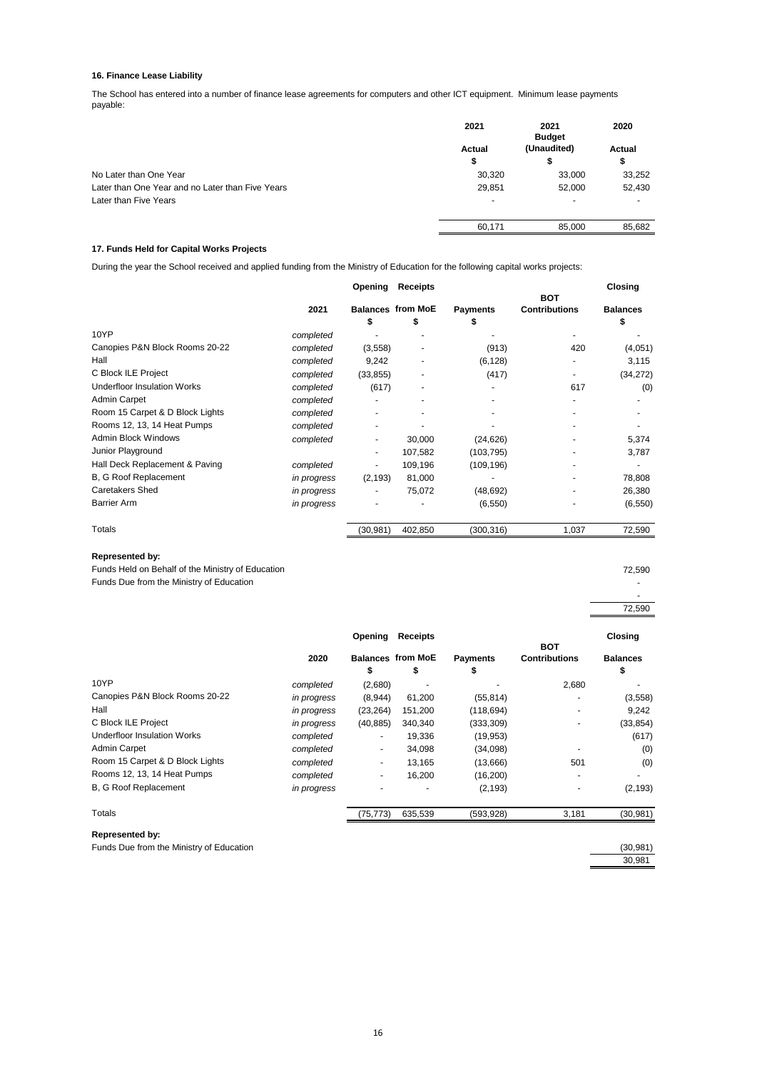#### 16. Finance Lease Liability

The School has entered into a number of finance lease agreements for computers and other ICT equipment. Minimum lease payments payable:

| | 2021 Actual $ | 2021 Budget (Unaudited) $ | 2020 Actual $ |
|---|---|---|---|
| No Later than One Year | 30,320 | 33,000 | 33,252 |
| Later than One Year and no Later than Five Years | 29,851 | 52,000 | 52,430 |
| Later than Five Years | - | - | - |
| | 60,171 | 85,000 | 85,682 |

#### 17. Funds Held for Capital Works Projects

During the year the School received and applied funding from the Ministry of Education for the following capital works projects:

| | 2021 | Opening Balances $ | Receipts from MoE $ | Payments $ | BOT Contributions | Closing Balances $ |
|---|---|---|---|---|---|---|
| 10YP | *completed* | - | - | - | - | - |
| Canopies P&N Block Rooms 20-22 | *completed* | (3,558) | - | (913) | 420 | (4,051) |
| Hall | *completed* | 9,242 | - | (6,128) | - | 3,115 |
| C Block ILE Project | *completed* | (33,855) | - | (417) | - | (34,272) |
| Underfloor Insulation Works | *completed* | (617) | - | - | 617 | (0) |
| Admin Carpet | *completed* | - | - | - | - | - |
| Room 15 Carpet & D Block Lights | *completed* | - | - | - | - | - |
| Rooms 12, 13, 14 Heat Pumps | *completed* | - | - | - | - | - |
| Admin Block Windows | *completed* | - | 30,000 | (24,626) | - | 5,374 |
| Junior Playground | | - | 107,582 | (103,795) | - | 3,787 |
| Hall Deck Replacement & Paving | *completed* | - | 109,196 | (109,196) | - | - |
| B, G Roof Replacement | *in progress* | (2,193) | 81,000 | - | - | 78,808 |
| Caretakers Shed | *in progress* | - | 75,072 | (48,692) | - | 26,380 |
| Barrier Arm | *in progress* | - | - | (6,550) | - | (6,550) |
| Totals | | (30,981) | 402,850 | (300,316) | 1,037 | 72,590 |

**Represented by:**

| | |
|---|---|
| Funds Held on Behalf of the Ministry of Education | 72,590 |
| Funds Due from the Ministry of Education | - |
| | - |
| | 72,590 |

| | 2020 | Opening Balances $ | Receipts from MoE $ | Payments $ | BOT Contributions | Closing Balances $ |
|---|---|---|---|---|---|---|
| 10YP | *completed* | (2,680) | - | - | 2,680 | - |
| Canopies P&N Block Rooms 20-22 | *in progress* | (8,944) | 61,200 | (55,814) | - | (3,558) |
| Hall | *in progress* | (23,264) | 151,200 | (118,694) | - | 9,242 |
| C Block ILE Project | *in progress* | (40,885) | 340,340 | (333,309) | - | (33,854) |
| Underfloor Insulation Works | *completed* | - | 19,336 | (19,953) | - | (617) |
| Admin Carpet | *completed* | - | 34,098 | (34,098) | - | (0) |
| Room 15 Carpet & D Block Lights | *completed* | - | 13,165 | (13,666) | 501 | (0) |
| Rooms 12, 13, 14 Heat Pumps | *completed* | - | 16,200 | (16,200) | - | - |
| B, G Roof Replacement | *in progress* | - | - | (2,193) | - | (2,193) |
| Totals | | (75,773) | 635,539 | (593,928) | 3,181 | (30,981) |

**Represented by:**

| | |
|---|---|
| Funds Due from the Ministry of Education | (30,981) |
| | 30,981 |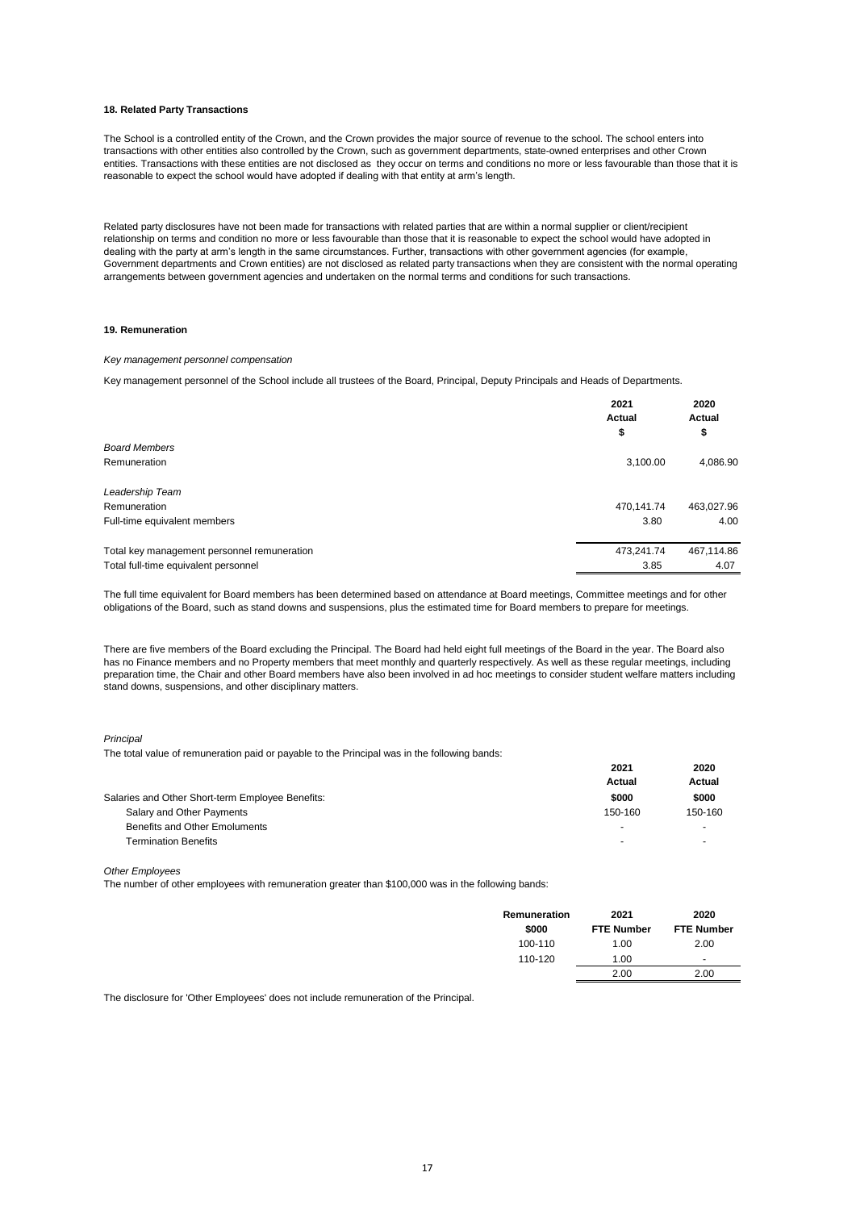### 18. Related Party Transactions

The School is a controlled entity of the Crown, and the Crown provides the major source of revenue to the school. The school enters into transactions with other entities also controlled by the Crown, such as government departments, state-owned enterprises and other Crown entities. Transactions with these entities are not disclosed as they occur on terms and conditions no more or less favourable than those that it is reasonable to expect the school would have adopted if dealing with that entity at arm's length.

Related party disclosures have not been made for transactions with related parties that are within a normal supplier or client/recipient relationship on terms and condition no more or less favourable than those that it is reasonable to expect the school would have adopted in dealing with the party at arm's length in the same circumstances. Further, transactions with other government agencies (for example, Government departments and Crown entities) are not disclosed as related party transactions when they are consistent with the normal operating arrangements between government agencies and undertaken on the normal terms and conditions for such transactions.

### 19. Remuneration

*Key management personnel compensation*

Key management personnel of the School include all trustees of the Board, Principal, Deputy Principals and Heads of Departments.

| | 2021 Actual $ | 2020 Actual $ |
|---|---|---|
| *Board Members* | | |
| Remuneration | 3,100.00 | 4,086.90 |
| | | |
| *Leadership Team* | | |
| Remuneration | 470,141.74 | 463,027.96 |
| Full-time equivalent members | 3.80 | 4.00 |
| | | |
| Total key management personnel remuneration | 473,241.74 | 467,114.86 |
| Total full-time equivalent personnel | 3.85 | 4.07 |

The full time equivalent for Board members has been determined based on attendance at Board meetings, Committee meetings and for other obligations of the Board, such as stand downs and suspensions, plus the estimated time for Board members to prepare for meetings.

There are five members of the Board excluding the Principal. The Board had held eight full meetings of the Board in the year. The Board also has no Finance members and no Property members that meet monthly and quarterly respectively. As well as these regular meetings, including preparation time, the Chair and other Board members have also been involved in ad hoc meetings to consider student welfare matters including stand downs, suspensions, and other disciplinary matters.

*Principal*

The total value of remuneration paid or payable to the Principal was in the following bands:

| | 2021 Actual $000 | 2020 Actual $000 |
|---|---|---|
| Salaries and Other Short-term Employee Benefits: | | |
| Salary and Other Payments | 150-160 | 150-160 |
| Benefits and Other Emoluments | - | - |
| Termination Benefits | - | - |

*Other Employees*

The number of other employees with remuneration greater than $100,000 was in the following bands:

| Remuneration $000 | 2021 FTE Number | 2020 FTE Number |
|---|---|---|
| 100-110 | 1.00 | 2.00 |
| 110-120 | 1.00 | - |
| | 2.00 | 2.00 |

The disclosure for 'Other Employees' does not include remuneration of the Principal.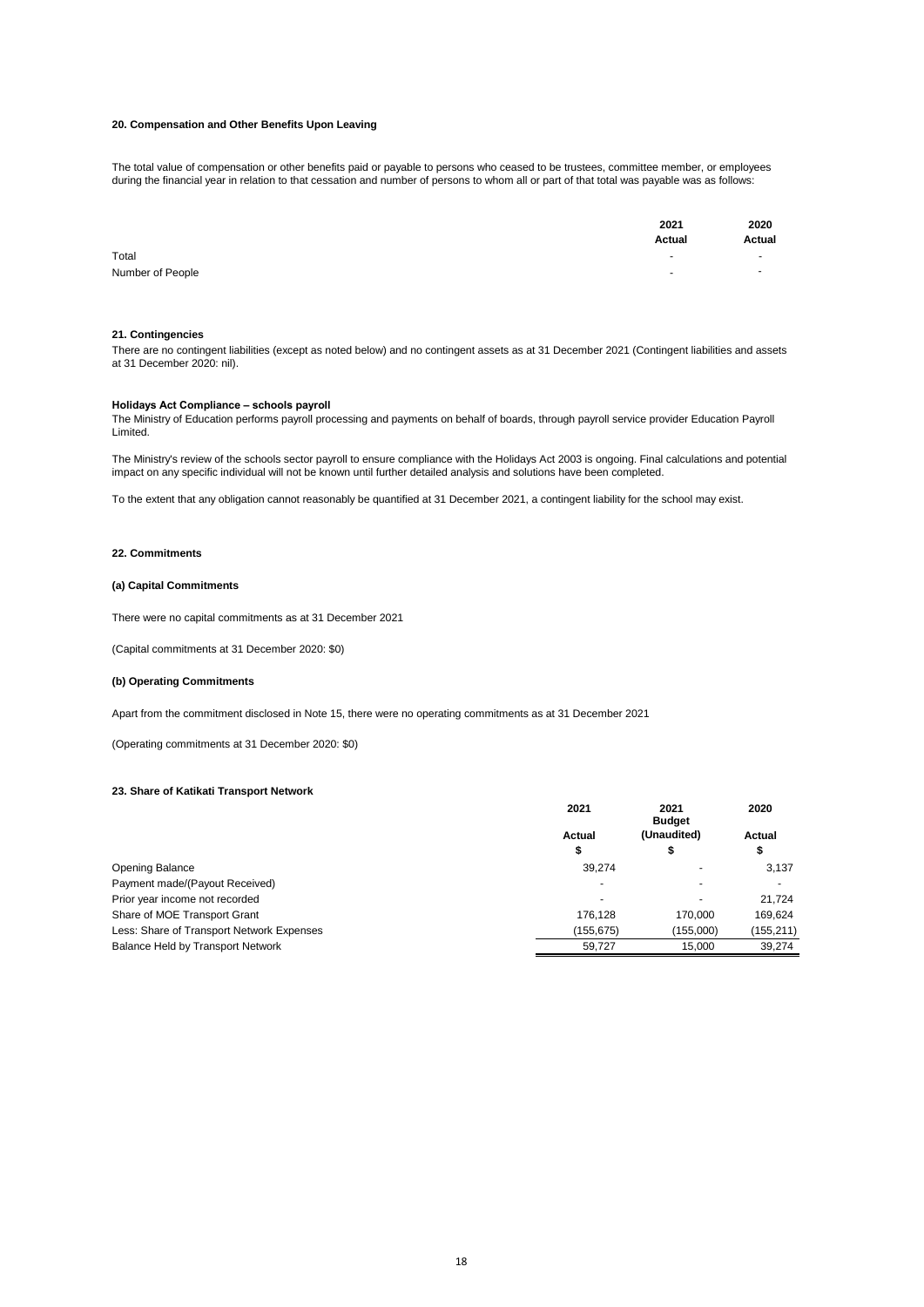### 20. Compensation and Other Benefits Upon Leaving

The total value of compensation or other benefits paid or payable to persons who ceased to be trustees, committee member, or employees during the financial year in relation to that cessation and number of persons to whom all or part of that total was payable was as follows:

| | 2021 Actual | 2020 Actual |
|---|---|---|
| Total | - | - |
| Number of People | - | - |

### 21. Contingencies

There are no contingent liabilities (except as noted below) and no contingent assets as at 31 December 2021 (Contingent liabilities and assets at 31 December 2020: nil).

**Holidays Act Compliance – schools payroll**

The Ministry of Education performs payroll processing and payments on behalf of boards, through payroll service provider Education Payroll Limited.

The Ministry's review of the schools sector payroll to ensure compliance with the Holidays Act 2003 is ongoing. Final calculations and potential impact on any specific individual will not be known until further detailed analysis and solutions have been completed.

To the extent that any obligation cannot reasonably be quantified at 31 December 2021, a contingent liability for the school may exist.

### 22. Commitments

#### (a) Capital Commitments

There were no capital commitments as at 31 December 2021

(Capital commitments at 31 December 2020: $0)

#### (b) Operating Commitments

Apart from the commitment disclosed in Note 15, there were no operating commitments as at 31 December 2021

(Operating commitments at 31 December 2020: $0)

### 23. Share of Katikati Transport Network

| | 2021 Actual $ | 2021 Budget (Unaudited) $ | 2020 Actual $ |
|---|---|---|---|
| Opening Balance | 39,274 | - | 3,137 |
| Payment made/(Payout Received) | - | - | - |
| Prior year income not recorded | - | - | 21,724 |
| Share of MOE Transport Grant | 176,128 | 170,000 | 169,624 |
| Less: Share of Transport Network Expenses | (155,675) | (155,000) | (155,211) |
| Balance Held by Transport Network | 59,727 | 15,000 | 39,274 |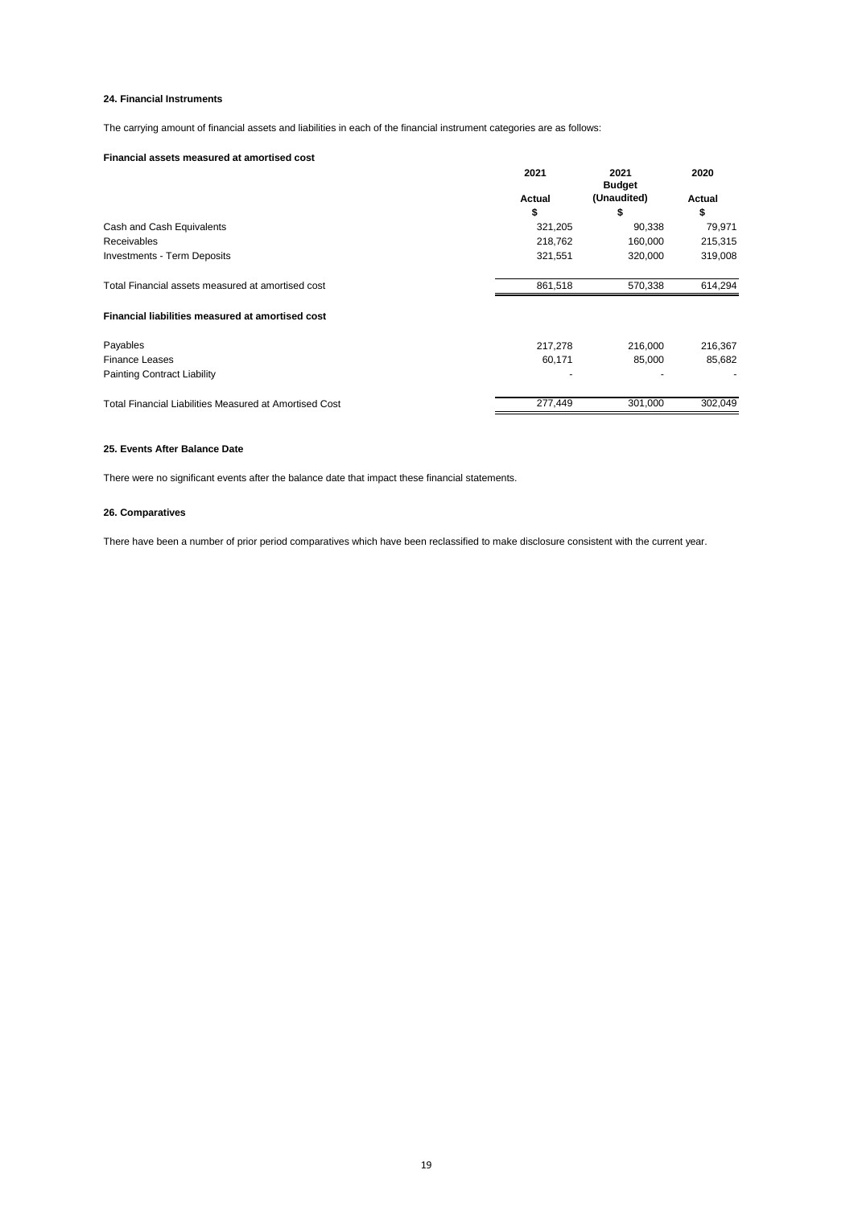## 24. Financial Instruments

The carrying amount of financial assets and liabilities in each of the financial instrument categories are as follows:

**Financial assets measured at amortised cost**

| | 2021 Actual $ | 2021 Budget (Unaudited) $ | 2020 Actual $ |
|---|---|---|---|
| Cash and Cash Equivalents | 321,205 | 90,338 | 79,971 |
| Receivables | 218,762 | 160,000 | 215,315 |
| Investments - Term Deposits | 321,551 | 320,000 | 319,008 |
| Total Financial assets measured at amortised cost | 861,518 | 570,338 | 614,294 |
| **Financial liabilities measured at amortised cost** | | | |
| Payables | 217,278 | 216,000 | 216,367 |
| Finance Leases | 60,171 | 85,000 | 85,682 |
| Painting Contract Liability | - | - | - |
| Total Financial Liabilities Measured at Amortised Cost | 277,449 | 301,000 | 302,049 |

## 25. Events After Balance Date

There were no significant events after the balance date that impact these financial statements.

## 26. Comparatives

There have been a number of prior period comparatives which have been reclassified to make disclosure consistent with the current year.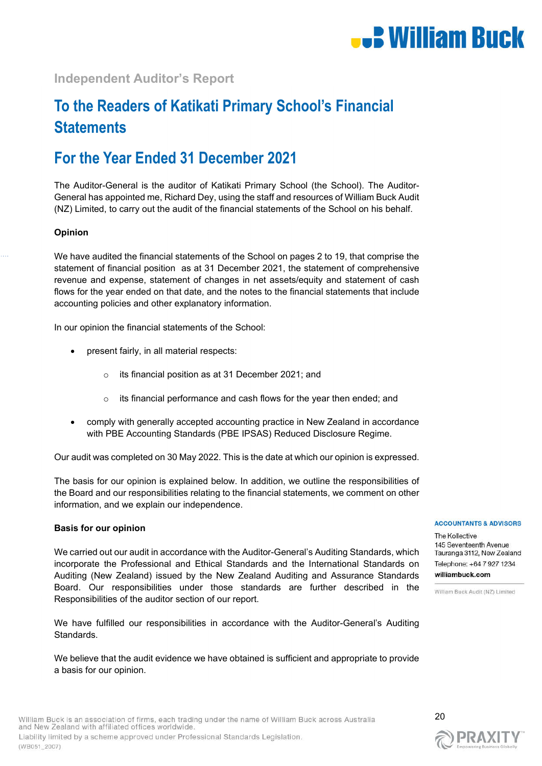## Independent Auditor's Report

# To the Readers of Katikati Primary School's Financial Statements

# For the Year Ended 31 December 2021

The Auditor-General is the auditor of Katikati Primary School (the School). The Auditor-General has appointed me, Richard Dey, using the staff and resources of William Buck Audit (NZ) Limited, to carry out the audit of the financial statements of the School on his behalf.

**Opinion**

We have audited the financial statements of the School on pages 2 to 19, that comprise the statement of financial position as at 31 December 2021, the statement of comprehensive revenue and expense, statement of changes in net assets/equity and statement of cash flows for the year ended on that date, and the notes to the financial statements that include accounting policies and other explanatory information.

In our opinion the financial statements of the School:

- present fairly, in all material respects:
  - its financial position as at 31 December 2021; and
  - its financial performance and cash flows for the year then ended; and
- comply with generally accepted accounting practice in New Zealand in accordance with PBE Accounting Standards (PBE IPSAS) Reduced Disclosure Regime.

Our audit was completed on 30 May 2022. This is the date at which our opinion is expressed.

The basis for our opinion is explained below. In addition, we outline the responsibilities of the Board and our responsibilities relating to the financial statements, we comment on other information, and we explain our independence.

**Basis for our opinion**

We carried out our audit in accordance with the Auditor-General's Auditing Standards, which incorporate the Professional and Ethical Standards and the International Standards on Auditing (New Zealand) issued by the New Zealand Auditing and Assurance Standards Board. Our responsibilities under those standards are further described in the Responsibilities of the auditor section of our report.

We have fulfilled our responsibilities in accordance with the Auditor-General's Auditing Standards.

We believe that the audit evidence we have obtained is sufficient and appropriate to provide a basis for our opinion.

**ACCOUNTANTS & ADVISORS**

The Kollective
145 Seventeenth Avenue
Tauranga 3112, New Zealand
Telephone: +64 7 927 1234
**williambuck.com**

William Buck Audit (NZ) Limited

William Buck is an association of firms, each trading under the name of William Buck across Australia and New Zealand with affiliated offices worldwide.
Liability limited by a scheme approved under Professional Standards Legislation.
(WB051_2007)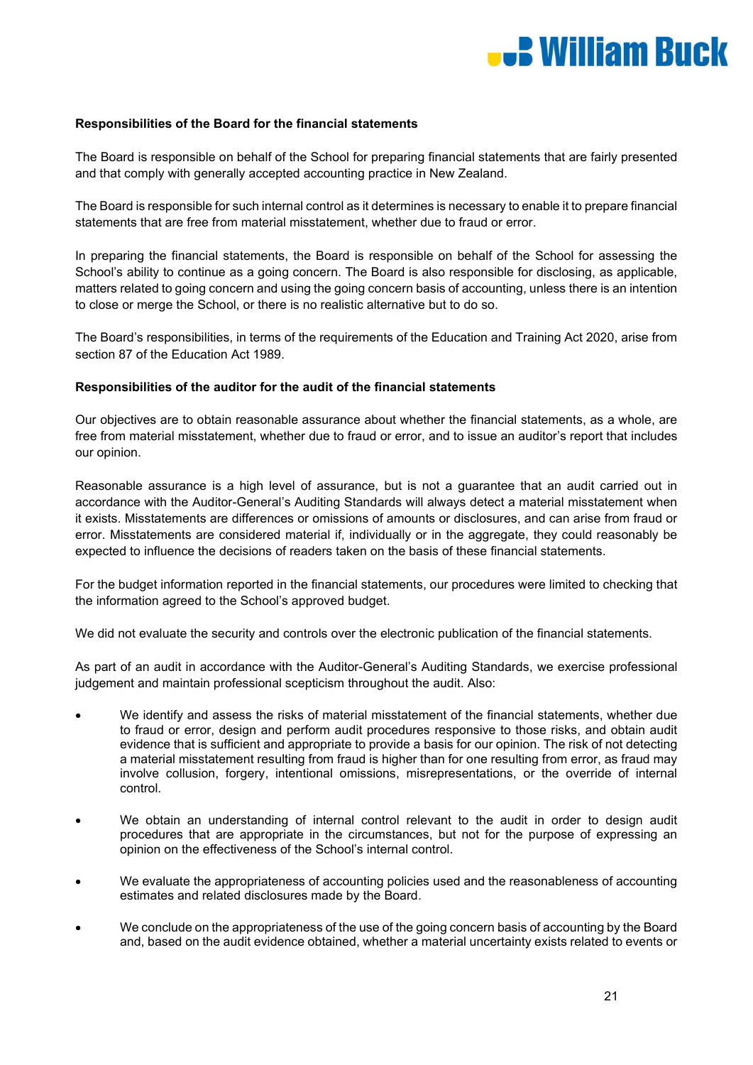**Responsibilities of the Board for the financial statements**

The Board is responsible on behalf of the School for preparing financial statements that are fairly presented and that comply with generally accepted accounting practice in New Zealand.

The Board is responsible for such internal control as it determines is necessary to enable it to prepare financial statements that are free from material misstatement, whether due to fraud or error.

In preparing the financial statements, the Board is responsible on behalf of the School for assessing the School's ability to continue as a going concern. The Board is also responsible for disclosing, as applicable, matters related to going concern and using the going concern basis of accounting, unless there is an intention to close or merge the School, or there is no realistic alternative but to do so.

The Board's responsibilities, in terms of the requirements of the Education and Training Act 2020, arise from section 87 of the Education Act 1989.

**Responsibilities of the auditor for the audit of the financial statements**

Our objectives are to obtain reasonable assurance about whether the financial statements, as a whole, are free from material misstatement, whether due to fraud or error, and to issue an auditor's report that includes our opinion.

Reasonable assurance is a high level of assurance, but is not a guarantee that an audit carried out in accordance with the Auditor-General's Auditing Standards will always detect a material misstatement when it exists. Misstatements are differences or omissions of amounts or disclosures, and can arise from fraud or error. Misstatements are considered material if, individually or in the aggregate, they could reasonably be expected to influence the decisions of readers taken on the basis of these financial statements.

For the budget information reported in the financial statements, our procedures were limited to checking that the information agreed to the School's approved budget.

We did not evaluate the security and controls over the electronic publication of the financial statements.

As part of an audit in accordance with the Auditor-General's Auditing Standards, we exercise professional judgement and maintain professional scepticism throughout the audit. Also:

- We identify and assess the risks of material misstatement of the financial statements, whether due to fraud or error, design and perform audit procedures responsive to those risks, and obtain audit evidence that is sufficient and appropriate to provide a basis for our opinion. The risk of not detecting a material misstatement resulting from fraud is higher than for one resulting from error, as fraud may involve collusion, forgery, intentional omissions, misrepresentations, or the override of internal control.

- We obtain an understanding of internal control relevant to the audit in order to design audit procedures that are appropriate in the circumstances, but not for the purpose of expressing an opinion on the effectiveness of the School's internal control.

- We evaluate the appropriateness of accounting policies used and the reasonableness of accounting estimates and related disclosures made by the Board.

- We conclude on the appropriateness of the use of the going concern basis of accounting by the Board and, based on the audit evidence obtained, whether a material uncertainty exists related to events or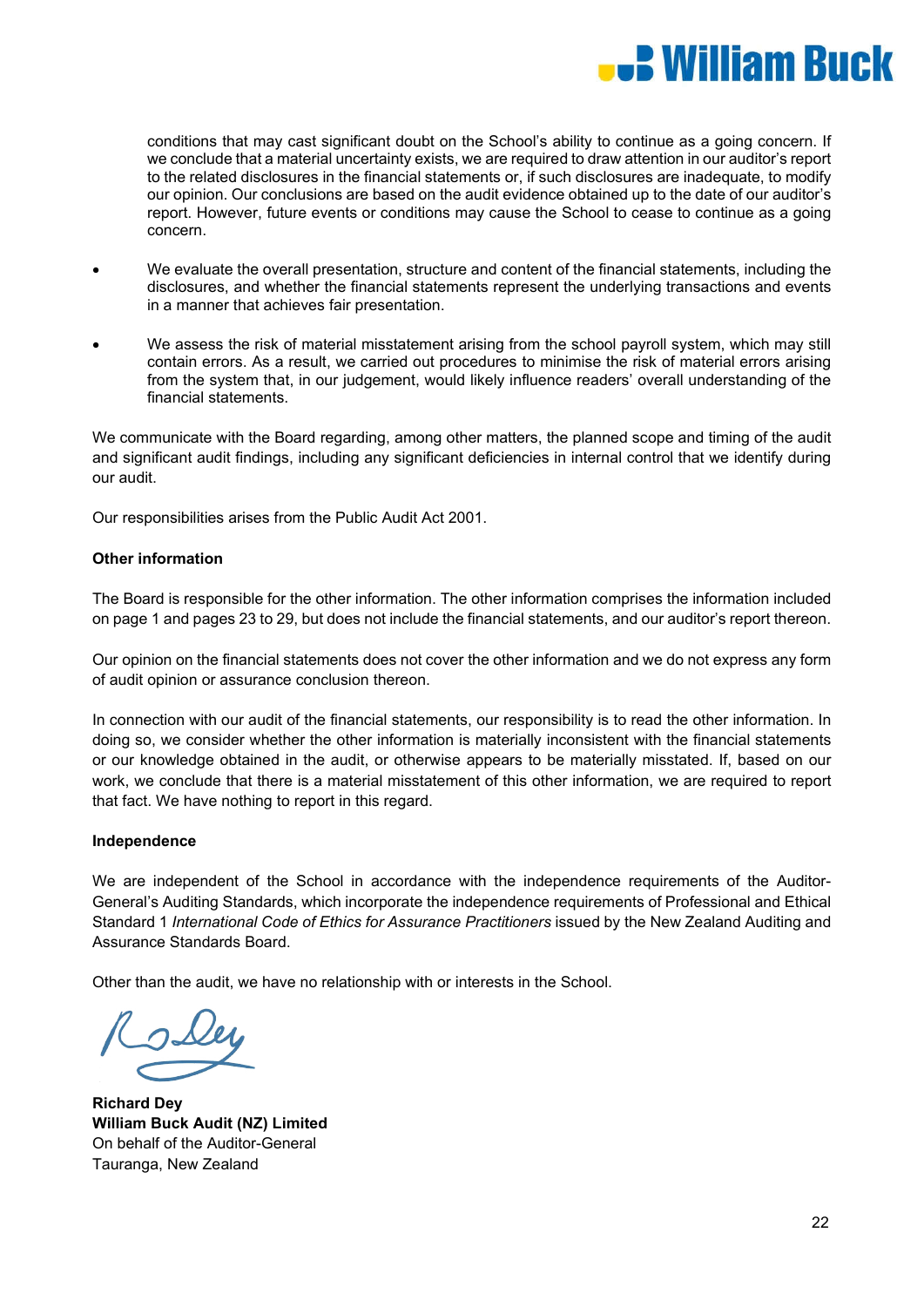conditions that may cast significant doubt on the School's ability to continue as a going concern. If we conclude that a material uncertainty exists, we are required to draw attention in our auditor's report to the related disclosures in the financial statements or, if such disclosures are inadequate, to modify our opinion. Our conclusions are based on the audit evidence obtained up to the date of our auditor's report. However, future events or conditions may cause the School to cease to continue as a going concern.

- We evaluate the overall presentation, structure and content of the financial statements, including the disclosures, and whether the financial statements represent the underlying transactions and events in a manner that achieves fair presentation.

- We assess the risk of material misstatement arising from the school payroll system, which may still contain errors. As a result, we carried out procedures to minimise the risk of material errors arising from the system that, in our judgement, would likely influence readers' overall understanding of the financial statements.

We communicate with the Board regarding, among other matters, the planned scope and timing of the audit and significant audit findings, including any significant deficiencies in internal control that we identify during our audit.

Our responsibilities arises from the Public Audit Act 2001.

**Other information**

The Board is responsible for the other information. The other information comprises the information included on page 1 and pages 23 to 29, but does not include the financial statements, and our auditor's report thereon.

Our opinion on the financial statements does not cover the other information and we do not express any form of audit opinion or assurance conclusion thereon.

In connection with our audit of the financial statements, our responsibility is to read the other information. In doing so, we consider whether the other information is materially inconsistent with the financial statements or our knowledge obtained in the audit, or otherwise appears to be materially misstated. If, based on our work, we conclude that there is a material misstatement of this other information, we are required to report that fact. We have nothing to report in this regard.

**Independence**

We are independent of the School in accordance with the independence requirements of the Auditor-General's Auditing Standards, which incorporate the independence requirements of Professional and Ethical Standard 1 *International Code of Ethics for Assurance Practitioners* issued by the New Zealand Auditing and Assurance Standards Board.

Other than the audit, we have no relationship with or interests in the School.

**Richard Dey**
**William Buck Audit (NZ) Limited**
On behalf of the Auditor-General
Tauranga, New Zealand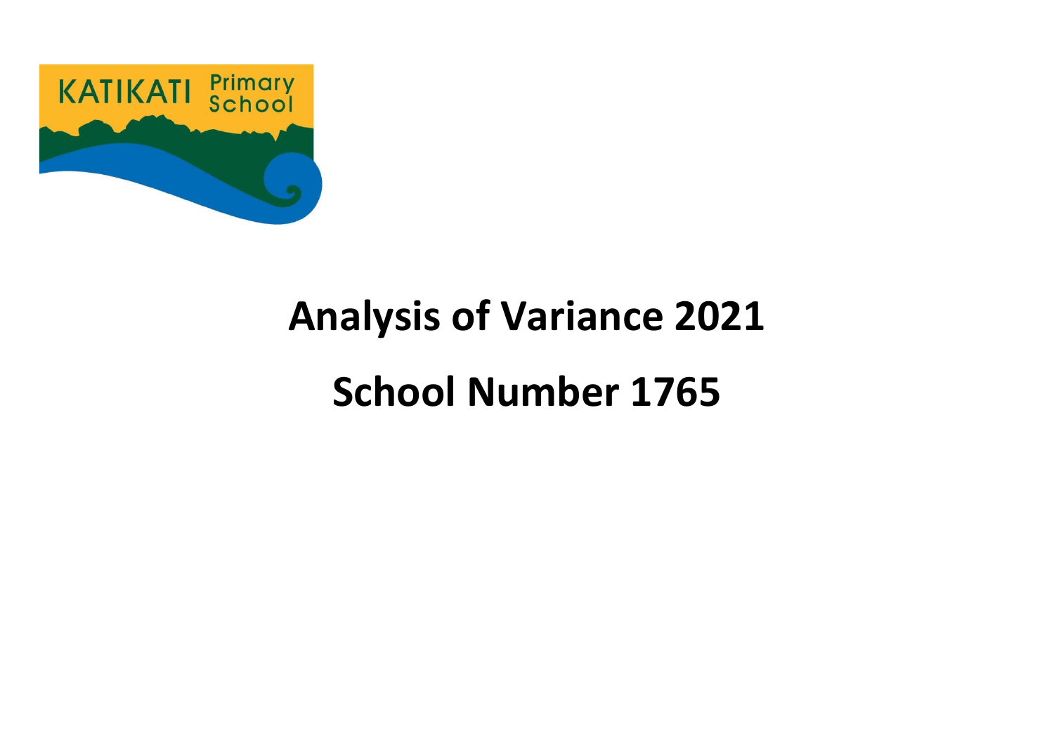KATIKATI Primary School

# Analysis of Variance 2021

# School Number 1765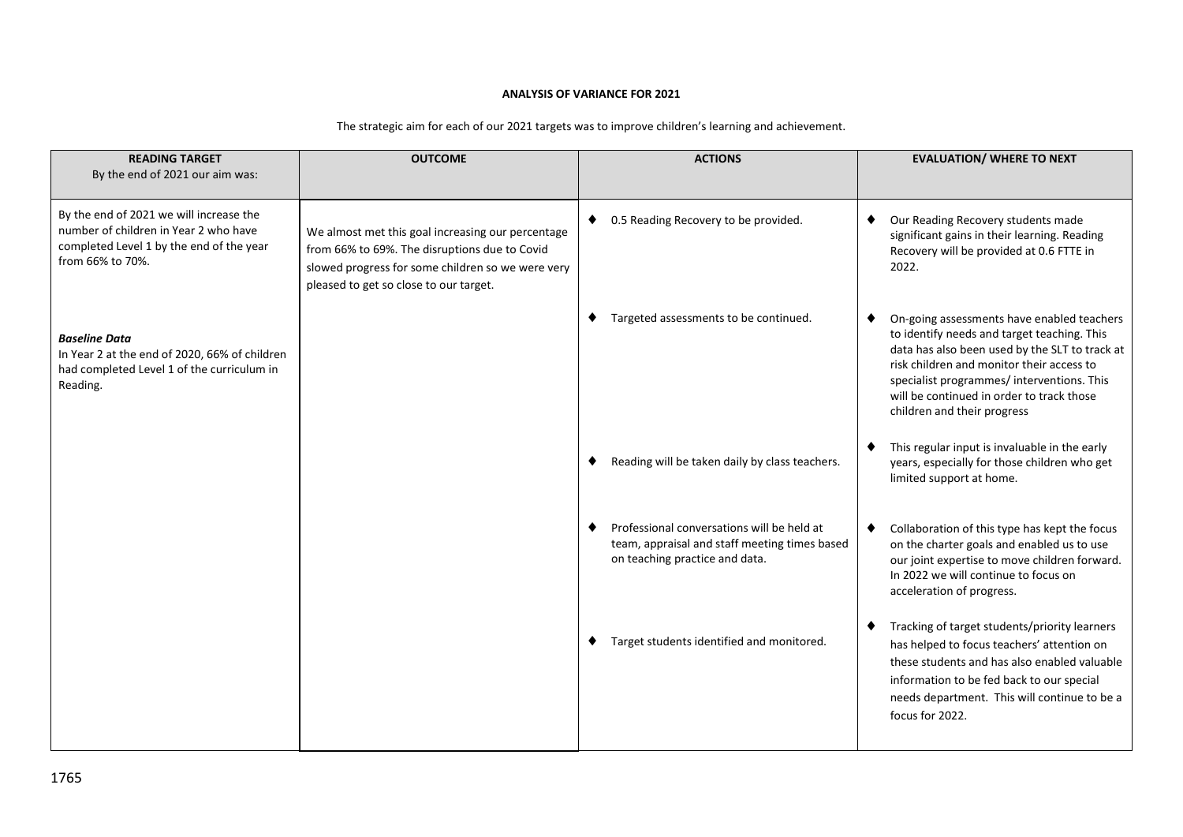**ANALYSIS OF VARIANCE FOR 2021**

The strategic aim for each of our 2021 targets was to improve children's learning and achievement.

| **READING TARGET**<br>By the end of 2021 our aim was: | **OUTCOME** | **ACTIONS** | **EVALUATION/ WHERE TO NEXT** |
|---|---|---|---|
| By the end of 2021 we will increase the number of children in Year 2 who have completed Level 1 by the end of the year from 66% to 70%.<br><br>***Baseline Data***<br>In Year 2 at the end of 2020, 66% of children had completed Level 1 of the curriculum in Reading. | We almost met this goal increasing our percentage from 66% to 69%. The disruptions due to Covid slowed progress for some children so we were very pleased to get so close to our target. | ♦ 0.5 Reading Recovery to be provided. | ♦ Our Reading Recovery students made significant gains in their learning. Reading Recovery will be provided at 0.6 FTTE in 2022. |
| | | ♦ Targeted assessments to be continued. | ♦ On-going assessments have enabled teachers to identify needs and target teaching. This data has also been used by the SLT to track at risk children and monitor their access to specialist programmes/ interventions. This will be continued in order to track those children and their progress |
| | | ♦ Reading will be taken daily by class teachers. | ♦ This regular input is invaluable in the early years, especially for those children who get limited support at home. |
| | | ♦ Professional conversations will be held at team, appraisal and staff meeting times based on teaching practice and data. | ♦ Collaboration of this type has kept the focus on the charter goals and enabled us to use our joint expertise to move children forward. In 2022 we will continue to focus on acceleration of progress. |
| | | ♦ Target students identified and monitored. | ♦ Tracking of target students/priority learners has helped to focus teachers' attention on these students and has also enabled valuable information to be fed back to our special needs department. This will continue to be a focus for 2022. |

1765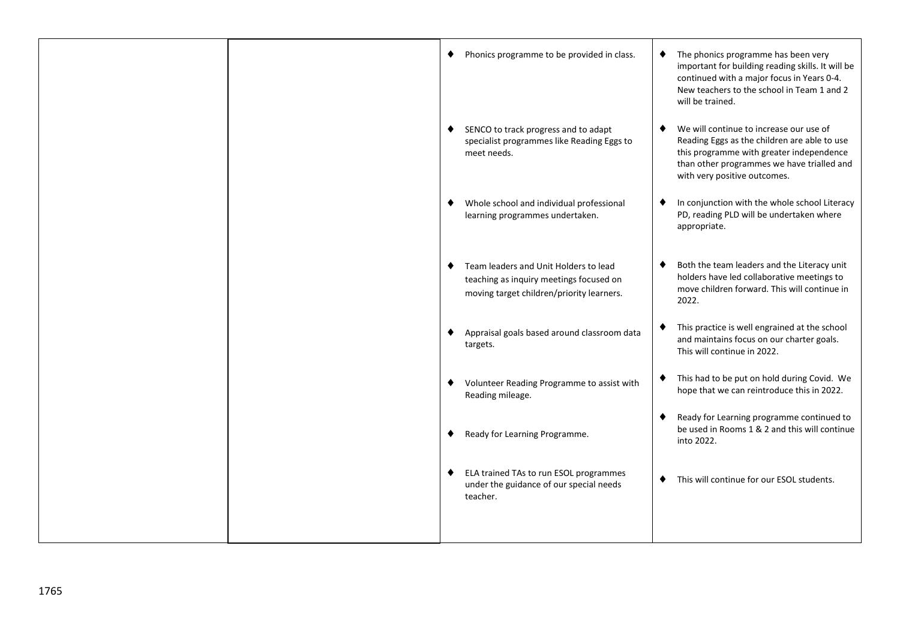| | | | |
|---|---|---|---|
| | | ♦ Phonics programme to be provided in class. | ♦ The phonics programme has been very important for building reading skills. It will be continued with a major focus in Years 0-4. New teachers to the school in Team 1 and 2 will be trained. |
| | | ♦ SENCO to track progress and to adapt specialist programmes like Reading Eggs to meet needs. | ♦ We will continue to increase our use of Reading Eggs as the children are able to use this programme with greater independence than other programmes we have trialled and with very positive outcomes. |
| | | ♦ Whole school and individual professional learning programmes undertaken. | ♦ In conjunction with the whole school Literacy PD, reading PLD will be undertaken where appropriate. |
| | | ♦ Team leaders and Unit Holders to lead teaching as inquiry meetings focused on moving target children/priority learners. | ♦ Both the team leaders and the Literacy unit holders have led collaborative meetings to move children forward. This will continue in 2022. |
| | | ♦ Appraisal goals based around classroom data targets. | ♦ This practice is well engrained at the school and maintains focus on our charter goals. This will continue in 2022. |
| | | ♦ Volunteer Reading Programme to assist with Reading mileage. | ♦ This had to be put on hold during Covid. We hope that we can reintroduce this in 2022. |
| | | ♦ Ready for Learning Programme. | ♦ Ready for Learning programme continued to be used in Rooms 1 & 2 and this will continue into 2022. |
| | | ♦ ELA trained TAs to run ESOL programmes under the guidance of our special needs teacher. | ♦ This will continue for our ESOL students. |

1765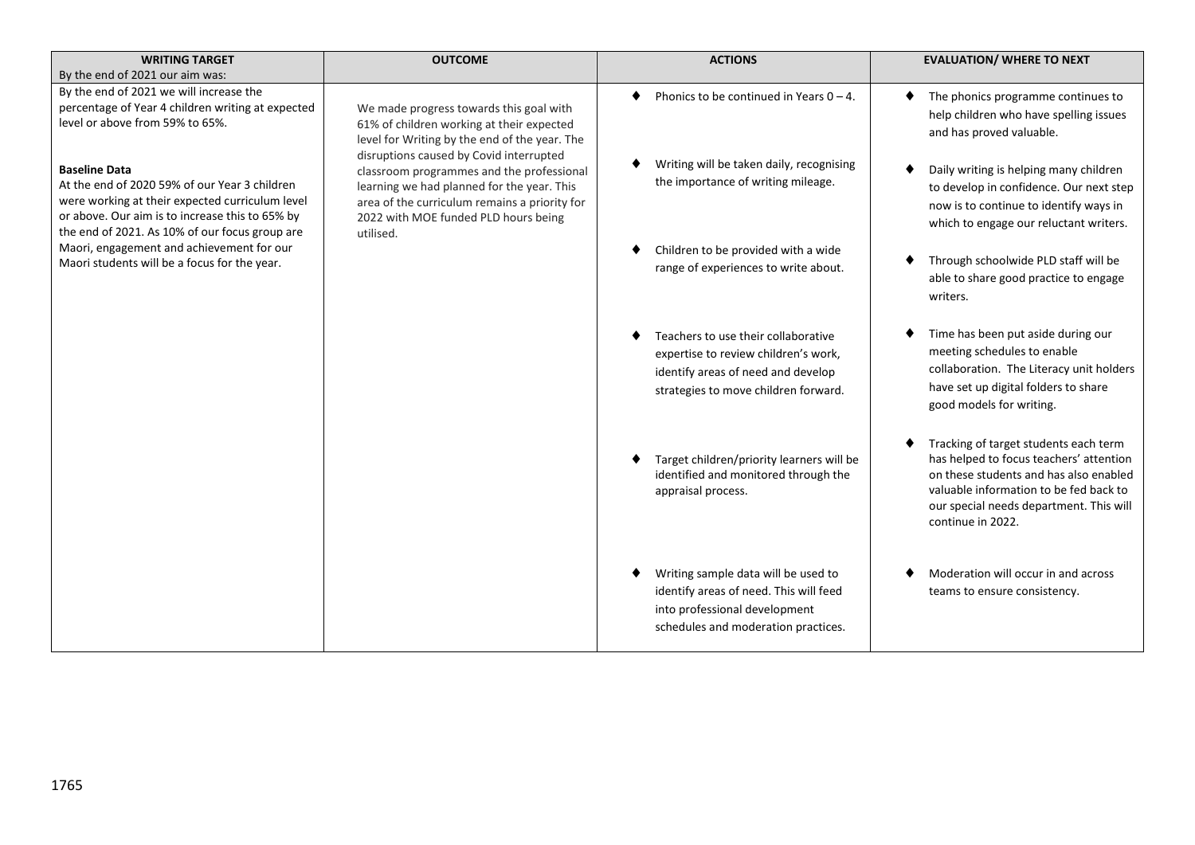| WRITING TARGET<br>By the end of 2021 our aim was: | OUTCOME | ACTIONS | EVALUATION/ WHERE TO NEXT |
|---|---|---|---|
| By the end of 2021 we will increase the percentage of Year 4 children writing at expected level or above from 59% to 65%.<br><br>**Baseline Data**<br>At the end of 2020 59% of our Year 3 children were working at their expected curriculum level or above. Our aim is to increase this to 65% by the end of 2021. As 10% of our focus group are Maori, engagement and achievement for our Maori students will be a focus for the year. | We made progress towards this goal with 61% of children working at their expected level for Writing by the end of the year. The disruptions caused by Covid interrupted classroom programmes and the professional learning we had planned for the year. This area of the curriculum remains a priority for 2022 with MOE funded PLD hours being utilised. | ♦ Phonics to be continued in Years 0 – 4. | ♦ The phonics programme continues to help children who have spelling issues and has proved valuable. |
| | | ♦ Writing will be taken daily, recognising the importance of writing mileage. | ♦ Daily writing is helping many children to develop in confidence. Our next step now is to continue to identify ways in which to engage our reluctant writers. |
| | | ♦ Children to be provided with a wide range of experiences to write about. | ♦ Through schoolwide PLD staff will be able to share good practice to engage writers. |
| | | ♦ Teachers to use their collaborative expertise to review children's work, identify areas of need and develop strategies to move children forward. | ♦ Time has been put aside during our meeting schedules to enable collaboration. The Literacy unit holders have set up digital folders to share good models for writing. |
| | | ♦ Target children/priority learners will be identified and monitored through the appraisal process. | ♦ Tracking of target students each term has helped to focus teachers' attention on these students and has also enabled valuable information to be fed back to our special needs department. This will continue in 2022. |
| | | ♦ Writing sample data will be used to identify areas of need. This will feed into professional development schedules and moderation practices. | ♦ Moderation will occur in and across teams to ensure consistency. |

1765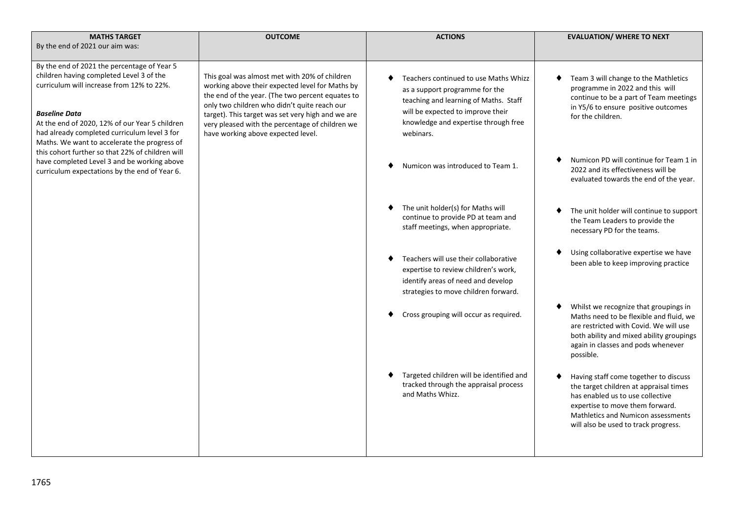| **MATHS TARGET**<br>By the end of 2021 our aim was: | **OUTCOME** | **ACTIONS** | **EVALUATION/ WHERE TO NEXT** |
|---|---|---|---|
| By the end of 2021 the percentage of Year 5 children having completed Level 3 of the curriculum will increase from 12% to 22%.<br><br>***Baseline Data***<br>At the end of 2020, 12% of our Year 5 children had already completed curriculum level 3 for Maths. We want to accelerate the progress of this cohort further so that 22% of children will have completed Level 3 and be working above curriculum expectations by the end of Year 6. | This goal was almost met with 20% of children working above their expected level for Maths by the end of the year. (The two percent equates to only two children who didn't quite reach our target). This target was set very high and we are very pleased with the percentage of children we have working above expected level. | ♦ Teachers continued to use Maths Whizz as a support programme for the teaching and learning of Maths. Staff will be expected to improve their knowledge and expertise through free webinars.<br><br>♦ Numicon was introduced to Team 1.<br><br>♦ The unit holder(s) for Maths will continue to provide PD at team and staff meetings, when appropriate.<br><br>♦ Teachers will use their collaborative expertise to review children's work, identify areas of need and develop strategies to move children forward.<br><br>♦ Cross grouping will occur as required.<br><br>♦ Targeted children will be identified and tracked through the appraisal process and Maths Whizz. | ♦ Team 3 will change to the Mathletics programme in 2022 and this will continue to be a part of Team meetings in Y5/6 to ensure positive outcomes for the children.<br><br>♦ Numicon PD will continue for Team 1 in 2022 and its effectiveness will be evaluated towards the end of the year.<br><br>♦ The unit holder will continue to support the Team Leaders to provide the necessary PD for the teams.<br><br>♦ Using collaborative expertise we have been able to keep improving practice<br><br>♦ Whilst we recognize that groupings in Maths need to be flexible and fluid, we are restricted with Covid. We will use both ability and mixed ability groupings again in classes and pods whenever possible.<br><br>♦ Having staff come together to discuss the target children at appraisal times has enabled us to use collective expertise to move them forward. Mathletics and Numicon assessments will also be used to track progress. |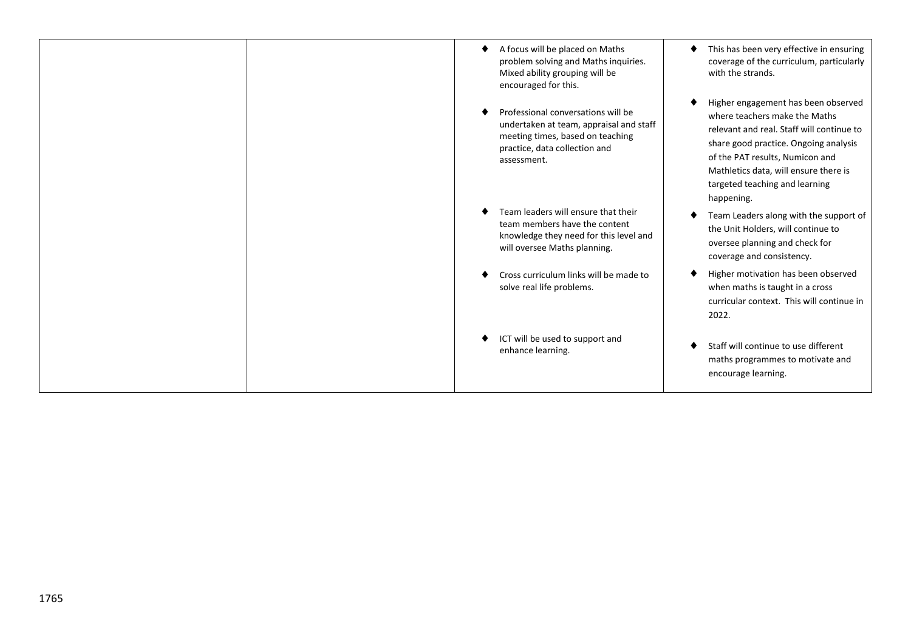|  |  |  |  |
|---|---|---|---|
|  |  | ♦ A focus will be placed on Maths problem solving and Maths inquiries. Mixed ability grouping will be encouraged for this. | ♦ This has been very effective in ensuring coverage of the curriculum, particularly with the strands. |
|  |  | ♦ Professional conversations will be undertaken at team, appraisal and staff meeting times, based on teaching practice, data collection and assessment. | ♦ Higher engagement has been observed where teachers make the Maths relevant and real. Staff will continue to share good practice. Ongoing analysis of the PAT results, Numicon and Mathletics data, will ensure there is targeted teaching and learning happening. |
|  |  | ♦ Team leaders will ensure that their team members have the content knowledge they need for this level and will oversee Maths planning. | ♦ Team Leaders along with the support of the Unit Holders, will continue to oversee planning and check for coverage and consistency. |
|  |  | ♦ Cross curriculum links will be made to solve real life problems. | ♦ Higher motivation has been observed when maths is taught in a cross curricular context. This will continue in 2022. |
|  |  | ♦ ICT will be used to support and enhance learning. | ♦ Staff will continue to use different maths programmes to motivate and encourage learning. |

1765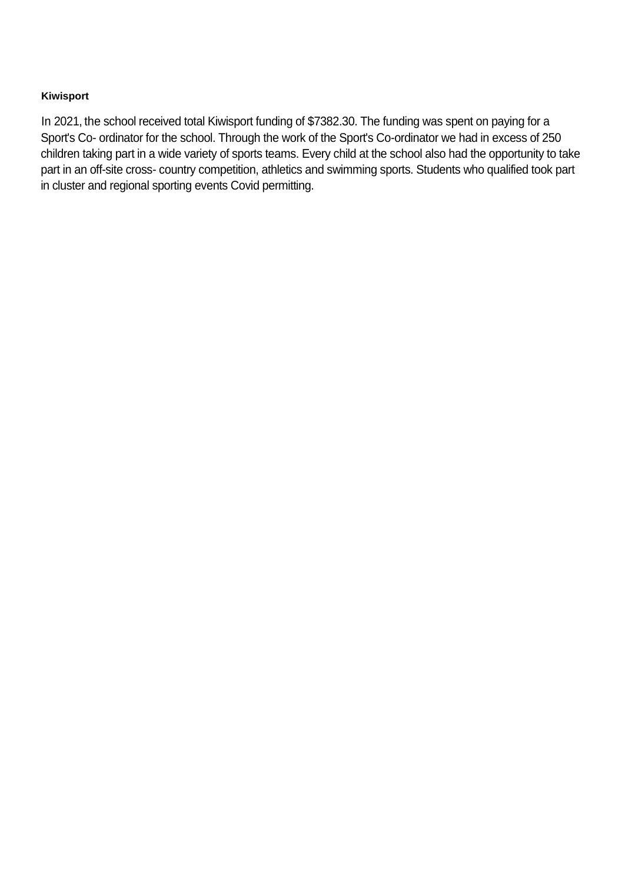**Kiwisport**

In 2021, the school received total Kiwisport funding of $7382.30. The funding was spent on paying for a Sport's Co- ordinator for the school. Through the work of the Sport's Co-ordinator we had in excess of 250 children taking part in a wide variety of sports teams. Every child at the school also had the opportunity to take part in an off-site cross- country competition, athletics and swimming sports. Students who qualified took part in cluster and regional sporting events Covid permitting.